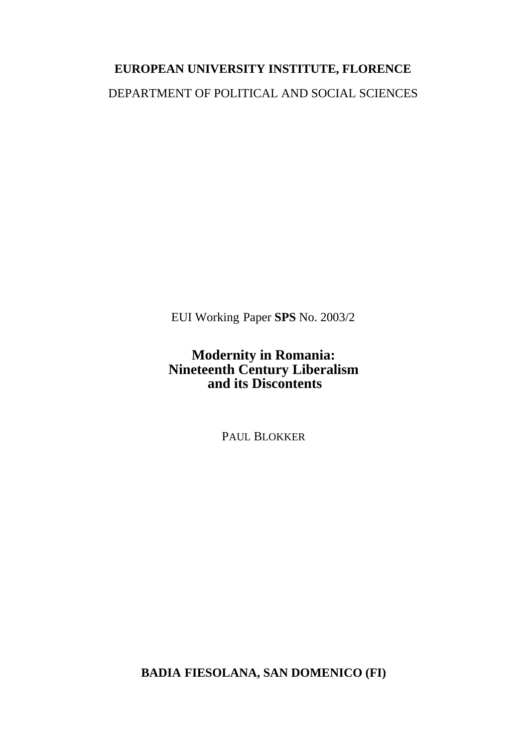**EUROPEAN UNIVERSITY INSTITUTE, FLORENCE**

DEPARTMENT OF POLITICAL AND SOCIAL SCIENCES

EUI Working Paper **SPS** No. 2003/2

# Modernity in Romania: Nineteenth Century Liberalism and its Discontents

PAUL BLOKKER

**BADIA FIESOLANA, SAN DOMENICO (FI)**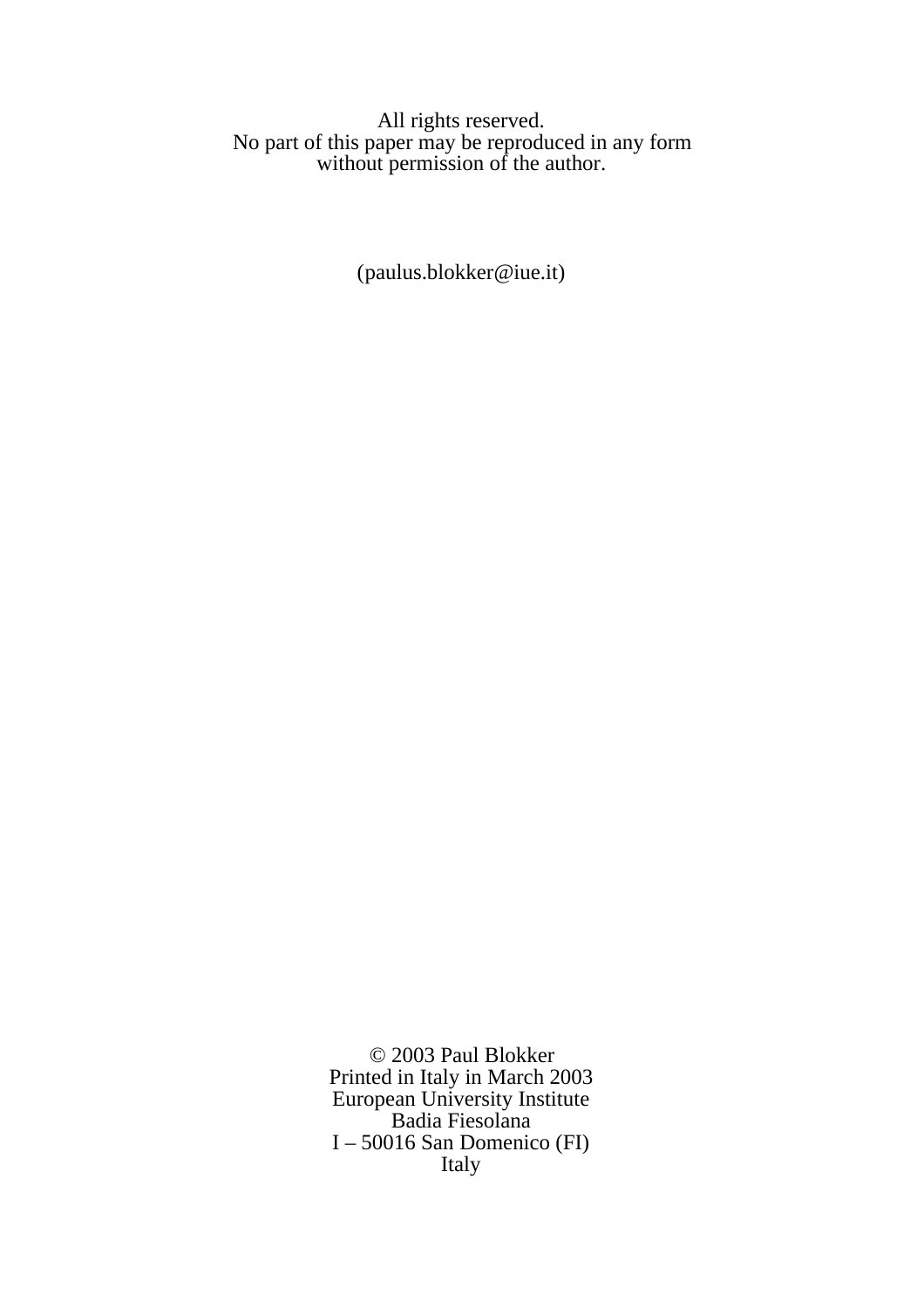All rights reserved.
No part of this paper may be reproduced in any form
without permission of the author.

(paulus.blokker@iue.it)

© 2003 Paul Blokker
Printed in Italy in March 2003
European University Institute
Badia Fiesolana
I – 50016 San Domenico (FI)
Italy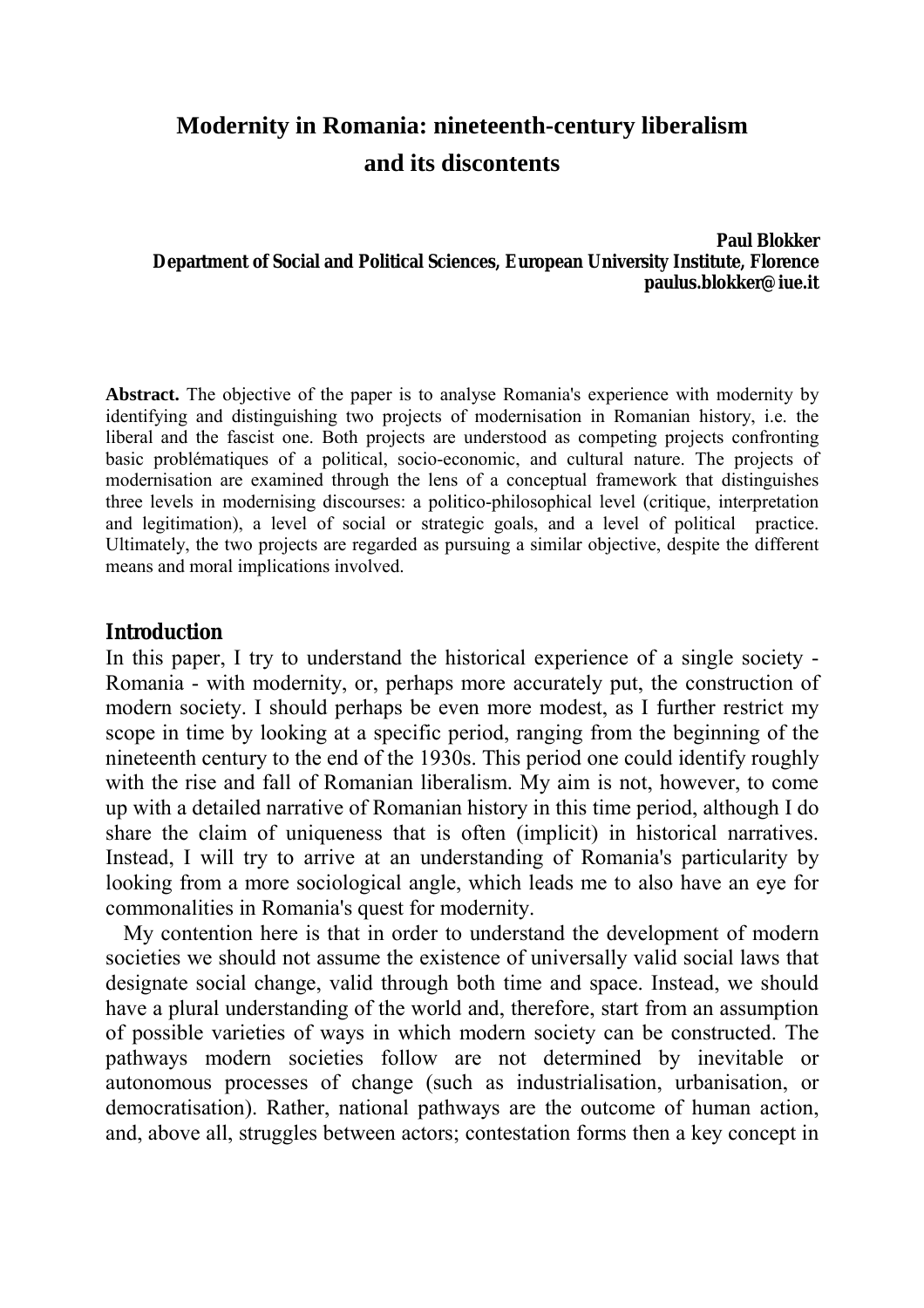# Modernity in Romania: nineteenth-century liberalism and its discontents

**Paul Blokker**
**Department of Social and Political Sciences, European University Institute, Florence**
**paulus.blokker@iue.it**

**Abstract.** The objective of the paper is to analyse Romania's experience with modernity by identifying and distinguishing two projects of modernisation in Romanian history, i.e. the liberal and the fascist one. Both projects are understood as competing projects confronting basic problématiques of a political, socio-economic, and cultural nature. The projects of modernisation are examined through the lens of a conceptual framework that distinguishes three levels in modernising discourses: a politico-philosophical level (critique, interpretation and legitimation), a level of social or strategic goals, and a level of political practice. Ultimately, the two projects are regarded as pursuing a similar objective, despite the different means and moral implications involved.

## Introduction

In this paper, I try to understand the historical experience of a single society - Romania - with modernity, or, perhaps more accurately put, the construction of modern society. I should perhaps be even more modest, as I further restrict my scope in time by looking at a specific period, ranging from the beginning of the nineteenth century to the end of the 1930s. This period one could identify roughly with the rise and fall of Romanian liberalism. My aim is not, however, to come up with a detailed narrative of Romanian history in this time period, although I do share the claim of uniqueness that is often (implicit) in historical narratives. Instead, I will try to arrive at an understanding of Romania's particularity by looking from a more sociological angle, which leads me to also have an eye for commonalities in Romania's quest for modernity.

My contention here is that in order to understand the development of modern societies we should not assume the existence of universally valid social laws that designate social change, valid through both time and space. Instead, we should have a plural understanding of the world and, therefore, start from an assumption of possible varieties of ways in which modern society can be constructed. The pathways modern societies follow are not determined by inevitable or autonomous processes of change (such as industrialisation, urbanisation, or democratisation). Rather, national pathways are the outcome of human action, and, above all, struggles between actors; contestation forms then a key concept in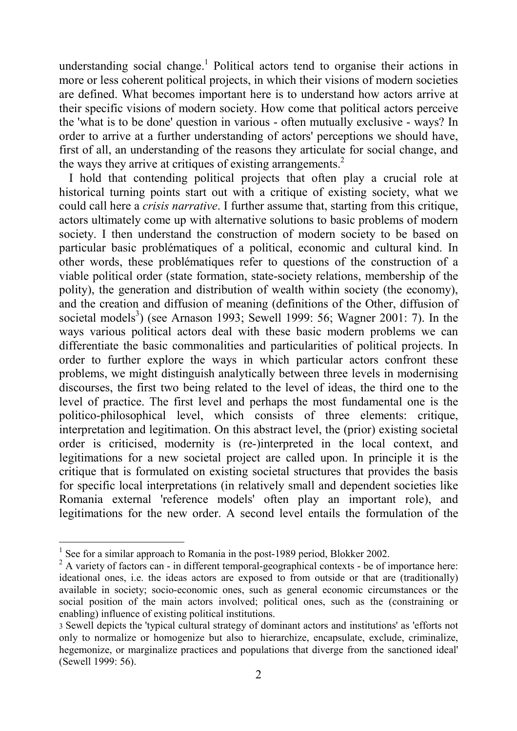understanding social change.[1] Political actors tend to organise their actions in more or less coherent political projects, in which their visions of modern societies are defined. What becomes important here is to understand how actors arrive at their specific visions of modern society. How come that political actors perceive the 'what is to be done' question in various - often mutually exclusive - ways? In order to arrive at a further understanding of actors' perceptions we should have, first of all, an understanding of the reasons they articulate for social change, and the ways they arrive at critiques of existing arrangements.[2]

I hold that contending political projects that often play a crucial role at historical turning points start out with a critique of existing society, what we could call here a *crisis narrative*. I further assume that, starting from this critique, actors ultimately come up with alternative solutions to basic problems of modern society. I then understand the construction of modern society to be based on particular basic problématiques of a political, economic and cultural kind. In other words, these problématiques refer to questions of the construction of a viable political order (state formation, state-society relations, membership of the polity), the generation and distribution of wealth within society (the economy), and the creation and diffusion of meaning (definitions of the Other, diffusion of societal models[3]) (see Arnason 1993; Sewell 1999: 56; Wagner 2001: 7). In the ways various political actors deal with these basic modern problems we can differentiate the basic commonalities and particularities of political projects. In order to further explore the ways in which particular actors confront these problems, we might distinguish analytically between three levels in modernising discourses, the first two being related to the level of ideas, the third one to the level of practice. The first level and perhaps the most fundamental one is the politico-philosophical level, which consists of three elements: critique, interpretation and legitimation. On this abstract level, the (prior) existing societal order is criticised, modernity is (re-)interpreted in the local context, and legitimations for a new societal project are called upon. In principle it is the critique that is formulated on existing societal structures that provides the basis for specific local interpretations (in relatively small and dependent societies like Romania external 'reference models' often play an important role), and legitimations for the new order. A second level entails the formulation of the

---

[1] See for a similar approach to Romania in the post-1989 period, Blokker 2002.

[2] A variety of factors can - in different temporal-geographical contexts - be of importance here: ideational ones, i.e. the ideas actors are exposed to from outside or that are (traditionally) available in society; socio-economic ones, such as general economic circumstances or the social position of the main actors involved; political ones, such as the (constraining or enabling) influence of existing political institutions.

[3] Sewell depicts the 'typical cultural strategy of dominant actors and institutions' as 'efforts not only to normalize or homogenize but also to hierarchize, encapsulate, exclude, criminalize, hegemonize, or marginalize practices and populations that diverge from the sanctioned ideal' (Sewell 1999: 56).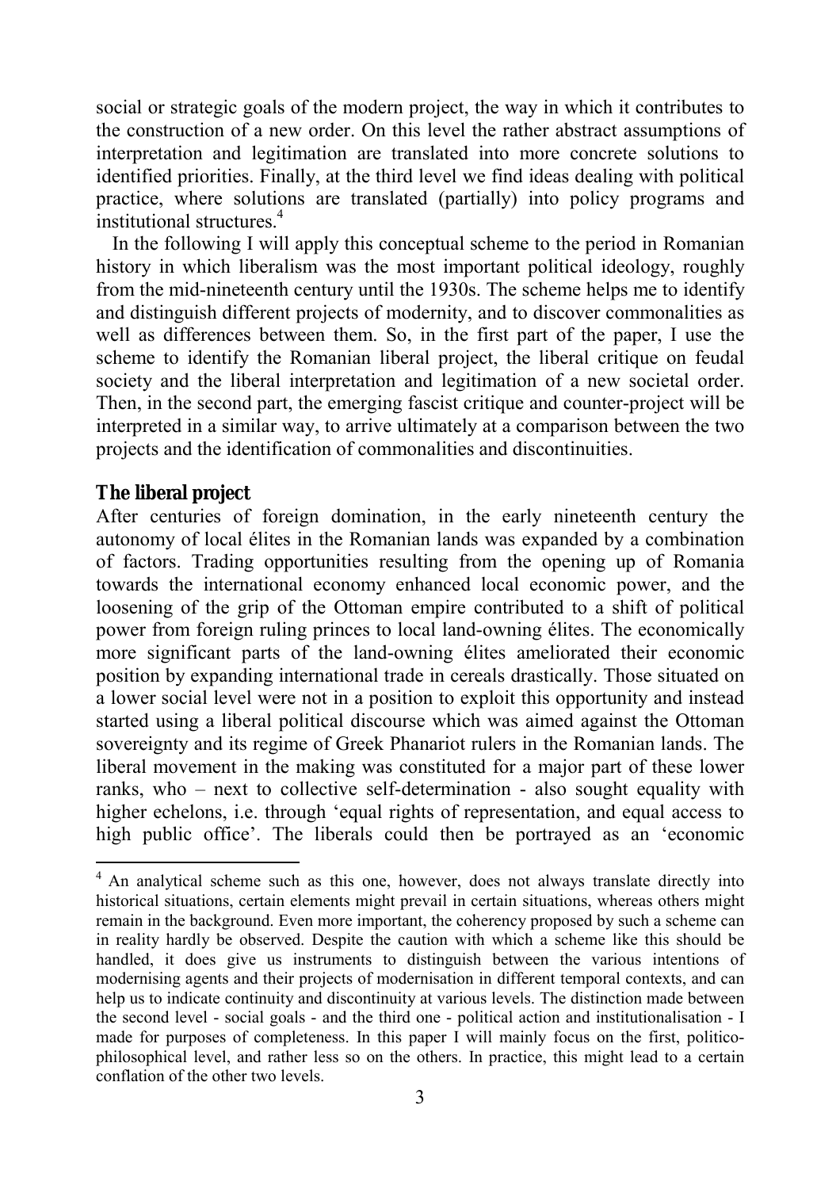social or strategic goals of the modern project, the way in which it contributes to the construction of a new order. On this level the rather abstract assumptions of interpretation and legitimation are translated into more concrete solutions to identified priorities. Finally, at the third level we find ideas dealing with political practice, where solutions are translated (partially) into policy programs and institutional structures.[4]

In the following I will apply this conceptual scheme to the period in Romanian history in which liberalism was the most important political ideology, roughly from the mid-nineteenth century until the 1930s. The scheme helps me to identify and distinguish different projects of modernity, and to discover commonalities as well as differences between them. So, in the first part of the paper, I use the scheme to identify the Romanian liberal project, the liberal critique on feudal society and the liberal interpretation and legitimation of a new societal order. Then, in the second part, the emerging fascist critique and counter-project will be interpreted in a similar way, to arrive ultimately at a comparison between the two projects and the identification of commonalities and discontinuities.

## The liberal project

After centuries of foreign domination, in the early nineteenth century the autonomy of local élites in the Romanian lands was expanded by a combination of factors. Trading opportunities resulting from the opening up of Romania towards the international economy enhanced local economic power, and the loosening of the grip of the Ottoman empire contributed to a shift of political power from foreign ruling princes to local land-owning élites. The economically more significant parts of the land-owning élites ameliorated their economic position by expanding international trade in cereals drastically. Those situated on a lower social level were not in a position to exploit this opportunity and instead started using a liberal political discourse which was aimed against the Ottoman sovereignty and its regime of Greek Phanariot rulers in the Romanian lands. The liberal movement in the making was constituted for a major part of these lower ranks, who – next to collective self-determination - also sought equality with higher echelons, i.e. through 'equal rights of representation, and equal access to high public office'. The liberals could then be portrayed as an 'economic

---

[4] An analytical scheme such as this one, however, does not always translate directly into historical situations, certain elements might prevail in certain situations, whereas others might remain in the background. Even more important, the coherency proposed by such a scheme can in reality hardly be observed. Despite the caution with which a scheme like this should be handled, it does give us instruments to distinguish between the various intentions of modernising agents and their projects of modernisation in different temporal contexts, and can help us to indicate continuity and discontinuity at various levels. The distinction made between the second level - social goals - and the third one - political action and institutionalisation - I made for purposes of completeness. In this paper I will mainly focus on the first, politico-philosophical level, and rather less so on the others. In practice, this might lead to a certain conflation of the other two levels.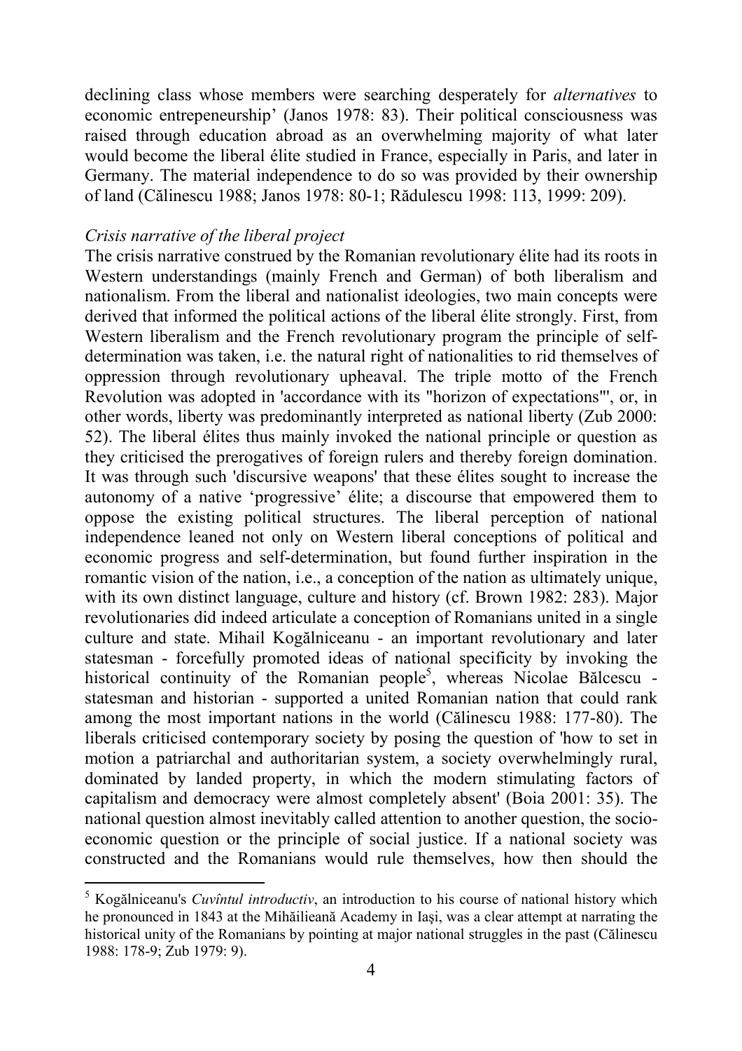declining class whose members were searching desperately for *alternatives* to economic entrepeneurship' (Janos 1978: 83). Their political consciousness was raised through education abroad as an overwhelming majority of what later would become the liberal élite studied in France, especially in Paris, and later in Germany. The material independence to do so was provided by their ownership of land (Călinescu 1988; Janos 1978: 80-1; Rădulescu 1998: 113, 1999: 209).

*Crisis narrative of the liberal project*

The crisis narrative construed by the Romanian revolutionary élite had its roots in Western understandings (mainly French and German) of both liberalism and nationalism. From the liberal and nationalist ideologies, two main concepts were derived that informed the political actions of the liberal élite strongly. First, from Western liberalism and the French revolutionary program the principle of self-determination was taken, i.e. the natural right of nationalities to rid themselves of oppression through revolutionary upheaval. The triple motto of the French Revolution was adopted in 'accordance with its "horizon of expectations"', or, in other words, liberty was predominantly interpreted as national liberty (Zub 2000: 52). The liberal élites thus mainly invoked the national principle or question as they criticised the prerogatives of foreign rulers and thereby foreign domination. It was through such 'discursive weapons' that these élites sought to increase the autonomy of a native 'progressive' élite; a discourse that empowered them to oppose the existing political structures. The liberal perception of national independence leaned not only on Western liberal conceptions of political and economic progress and self-determination, but found further inspiration in the romantic vision of the nation, i.e., a conception of the nation as ultimately unique, with its own distinct language, culture and history (cf. Brown 1982: 283). Major revolutionaries did indeed articulate a conception of Romanians united in a single culture and state. Mihail Kogălniceanu - an important revolutionary and later statesman - forcefully promoted ideas of national specificity by invoking the historical continuity of the Romanian people[5], whereas Nicolae Bălcescu - statesman and historian - supported a united Romanian nation that could rank among the most important nations in the world (Călinescu 1988: 177-80). The liberals criticised contemporary society by posing the question of 'how to set in motion a patriarchal and authoritarian system, a society overwhelmingly rural, dominated by landed property, in which the modern stimulating factors of capitalism and democracy were almost completely absent' (Boia 2001: 35). The national question almost inevitably called attention to another question, the socio-economic question or the principle of social justice. If a national society was constructed and the Romanians would rule themselves, how then should the

[5] Kogălniceanu's *Cuvîntul introductiv*, an introduction to his course of national history which he pronounced in 1843 at the Mihăileană Academy in Iaşi, was a clear attempt at narrating the historical unity of the Romanians by pointing at major national struggles in the past (Călinescu 1988: 178-9; Zub 1979: 9).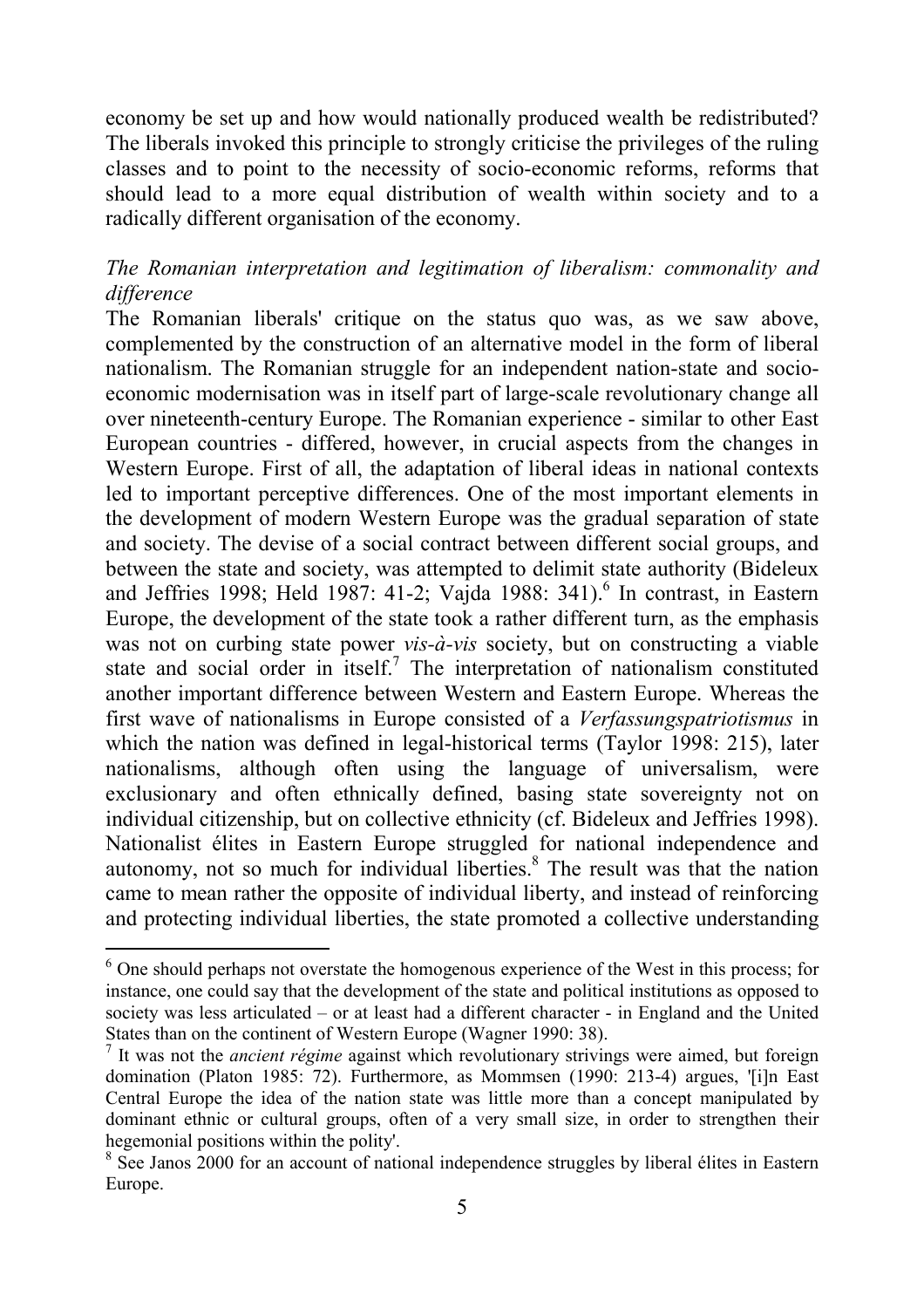economy be set up and how would nationally produced wealth be redistributed? The liberals invoked this principle to strongly criticise the privileges of the ruling classes and to point to the necessity of socio-economic reforms, reforms that should lead to a more equal distribution of wealth within society and to a radically different organisation of the economy.

### *The Romanian interpretation and legitimation of liberalism: commonality and difference*

The Romanian liberals' critique on the status quo was, as we saw above, complemented by the construction of an alternative model in the form of liberal nationalism. The Romanian struggle for an independent nation-state and socio-economic modernisation was in itself part of large-scale revolutionary change all over nineteenth-century Europe. The Romanian experience - similar to other East European countries - differed, however, in crucial aspects from the changes in Western Europe. First of all, the adaptation of liberal ideas in national contexts led to important perceptive differences. One of the most important elements in the development of modern Western Europe was the gradual separation of state and society. The devise of a social contract between different social groups, and between the state and society, was attempted to delimit state authority (Bideleux and Jeffries 1998; Held 1987: 41-2; Vajda 1988: 341).[6] In contrast, in Eastern Europe, the development of the state took a rather different turn, as the emphasis was not on curbing state power *vis-à-vis* society, but on constructing a viable state and social order in itself.[7] The interpretation of nationalism constituted another important difference between Western and Eastern Europe. Whereas the first wave of nationalisms in Europe consisted of a *Verfassungspatriotismus* in which the nation was defined in legal-historical terms (Taylor 1998: 215), later nationalisms, although often using the language of universalism, were exclusionary and often ethnically defined, basing state sovereignty not on individual citizenship, but on collective ethnicity (cf. Bideleux and Jeffries 1998). Nationalist élites in Eastern Europe struggled for national independence and autonomy, not so much for individual liberties.[8] The result was that the nation came to mean rather the opposite of individual liberty, and instead of reinforcing and protecting individual liberties, the state promoted a collective understanding

---

[6] One should perhaps not overstate the homogenous experience of the West in this process; for instance, one could say that the development of the state and political institutions as opposed to society was less articulated – or at least had a different character - in England and the United States than on the continent of Western Europe (Wagner 1990: 38).

[7] It was not the *ancient régime* against which revolutionary strivings were aimed, but foreign domination (Platon 1985: 72). Furthermore, as Mommsen (1990: 213-4) argues, '[i]n East Central Europe the idea of the nation state was little more than a concept manipulated by dominant ethnic or cultural groups, often of a very small size, in order to strengthen their hegemonial positions within the polity'.

[8] See Janos 2000 for an account of national independence struggles by liberal élites in Eastern Europe.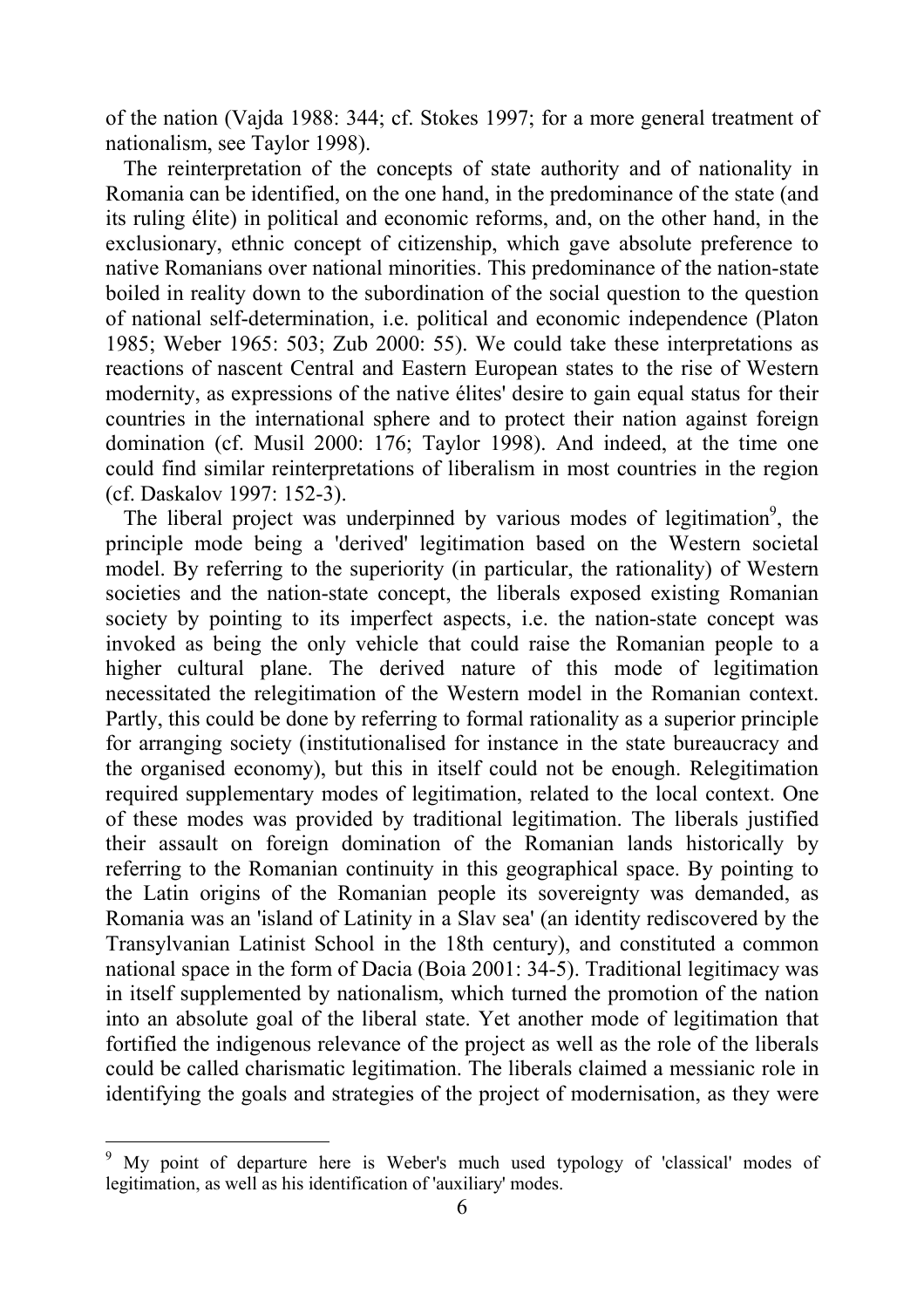of the nation (Vajda 1988: 344; cf. Stokes 1997; for a more general treatment of nationalism, see Taylor 1998).

The reinterpretation of the concepts of state authority and of nationality in Romania can be identified, on the one hand, in the predominance of the state (and its ruling élite) in political and economic reforms, and, on the other hand, in the exclusionary, ethnic concept of citizenship, which gave absolute preference to native Romanians over national minorities. This predominance of the nation-state boiled in reality down to the subordination of the social question to the question of national self-determination, i.e. political and economic independence (Platon 1985; Weber 1965: 503; Zub 2000: 55). We could take these interpretations as reactions of nascent Central and Eastern European states to the rise of Western modernity, as expressions of the native élites' desire to gain equal status for their countries in the international sphere and to protect their nation against foreign domination (cf. Musil 2000: 176; Taylor 1998). And indeed, at the time one could find similar reinterpretations of liberalism in most countries in the region (cf. Daskalov 1997: 152-3).

The liberal project was underpinned by various modes of legitimation[9], the principle mode being a 'derived' legitimation based on the Western societal model. By referring to the superiority (in particular, the rationality) of Western societies and the nation-state concept, the liberals exposed existing Romanian society by pointing to its imperfect aspects, i.e. the nation-state concept was invoked as being the only vehicle that could raise the Romanian people to a higher cultural plane. The derived nature of this mode of legitimation necessitated the relegitimation of the Western model in the Romanian context. Partly, this could be done by referring to formal rationality as a superior principle for arranging society (institutionalised for instance in the state bureaucracy and the organised economy), but this in itself could not be enough. Relegitimation required supplementary modes of legitimation, related to the local context. One of these modes was provided by traditional legitimation. The liberals justified their assault on foreign domination of the Romanian lands historically by referring to the Romanian continuity in this geographical space. By pointing to the Latin origins of the Romanian people its sovereignty was demanded, as Romania was an 'island of Latinity in a Slav sea' (an identity rediscovered by the Transylvanian Latinist School in the 18th century), and constituted a common national space in the form of Dacia (Boia 2001: 34-5). Traditional legitimacy was in itself supplemented by nationalism, which turned the promotion of the nation into an absolute goal of the liberal state. Yet another mode of legitimation that fortified the indigenous relevance of the project as well as the role of the liberals could be called charismatic legitimation. The liberals claimed a messianic role in identifying the goals and strategies of the project of modernisation, as they were

[9] My point of departure here is Weber's much used typology of 'classical' modes of legitimation, as well as his identification of 'auxiliary' modes.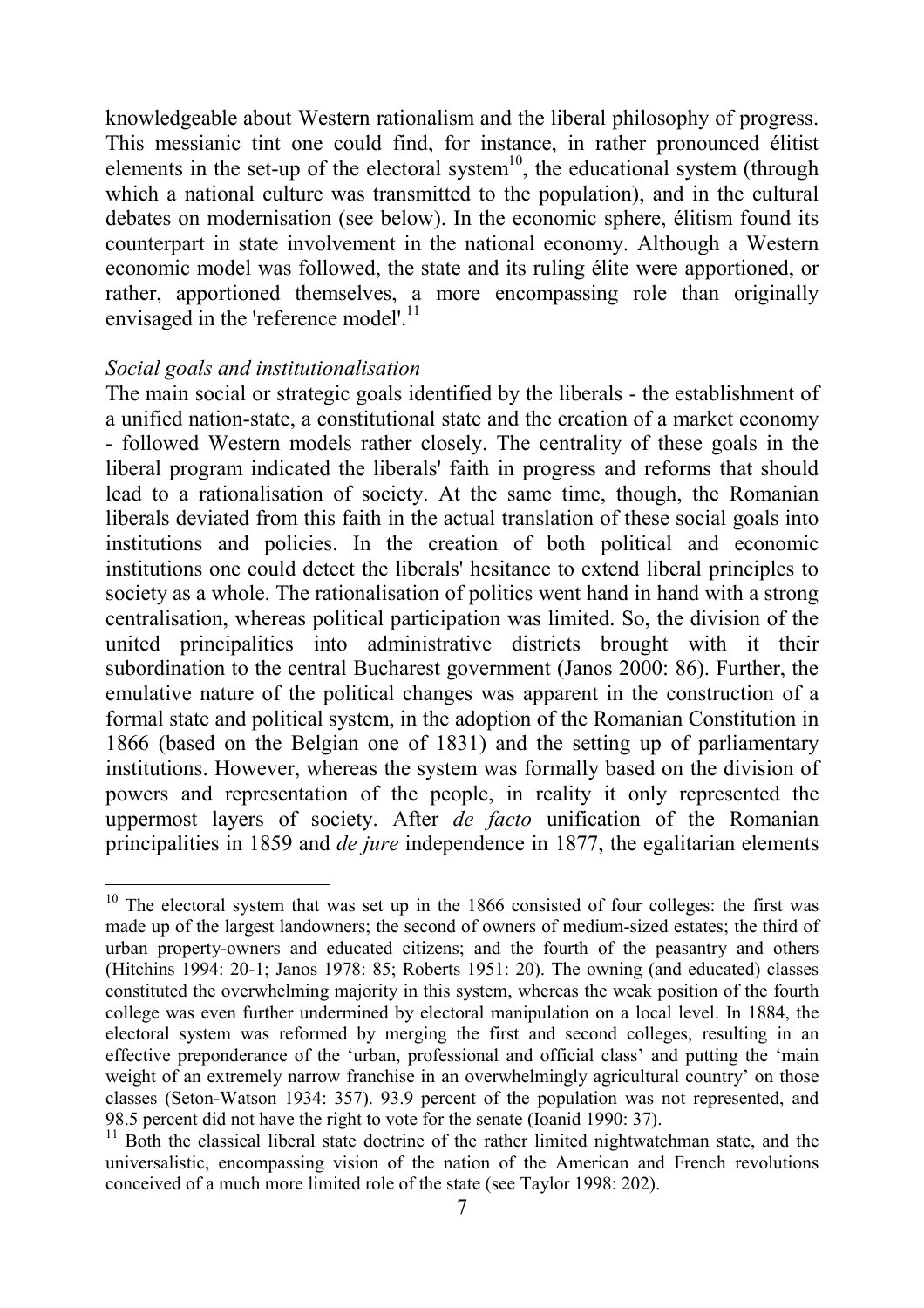knowledgeable about Western rationalism and the liberal philosophy of progress. This messianic tint one could find, for instance, in rather pronounced élitist elements in the set-up of the electoral system[10], the educational system (through which a national culture was transmitted to the population), and in the cultural debates on modernisation (see below). In the economic sphere, élitism found its counterpart in state involvement in the national economy. Although a Western economic model was followed, the state and its ruling élite were apportioned, or rather, apportioned themselves, a more encompassing role than originally envisaged in the 'reference model'.[11]

*Social goals and institutionalisation*

The main social or strategic goals identified by the liberals - the establishment of a unified nation-state, a constitutional state and the creation of a market economy - followed Western models rather closely. The centrality of these goals in the liberal program indicated the liberals' faith in progress and reforms that should lead to a rationalisation of society. At the same time, though, the Romanian liberals deviated from this faith in the actual translation of these social goals into institutions and policies. In the creation of both political and economic institutions one could detect the liberals' hesitance to extend liberal principles to society as a whole. The rationalisation of politics went hand in hand with a strong centralisation, whereas political participation was limited. So, the division of the united principalities into administrative districts brought with it their subordination to the central Bucharest government (Janos 2000: 86). Further, the emulative nature of the political changes was apparent in the construction of a formal state and political system, in the adoption of the Romanian Constitution in 1866 (based on the Belgian one of 1831) and the setting up of parliamentary institutions. However, whereas the system was formally based on the division of powers and representation of the people, in reality it only represented the uppermost layers of society. After *de facto* unification of the Romanian principalities in 1859 and *de jure* independence in 1877, the egalitarian elements

---

[10] The electoral system that was set up in the 1866 consisted of four colleges: the first was made up of the largest landowners; the second of owners of medium-sized estates; the third of urban property-owners and educated citizens; and the fourth of the peasantry and others (Hitchins 1994: 20-1; Janos 1978: 85; Roberts 1951: 20). The owning (and educated) classes constituted the overwhelming majority in this system, whereas the weak position of the fourth college was even further undermined by electoral manipulation on a local level. In 1884, the electoral system was reformed by merging the first and second colleges, resulting in an effective preponderance of the 'urban, professional and official class' and putting the 'main weight of an extremely narrow franchise in an overwhelmingly agricultural country' on those classes (Seton-Watson 1934: 357). 93.9 percent of the population was not represented, and 98.5 percent did not have the right to vote for the senate (Ioanid 1990: 37).

[11] Both the classical liberal state doctrine of the rather limited nightwatchman state, and the universalistic, encompassing vision of the nation of the American and French revolutions conceived of a much more limited role of the state (see Taylor 1998: 202).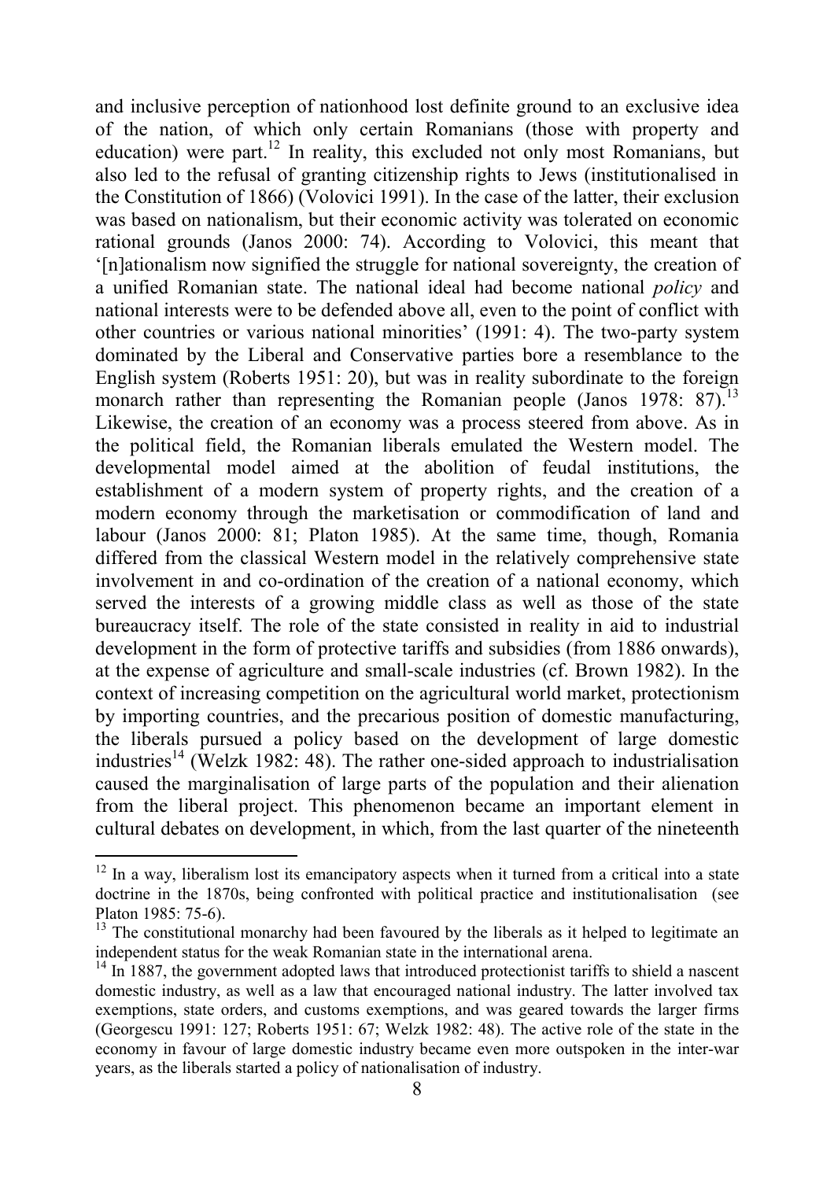and inclusive perception of nationhood lost definite ground to an exclusive idea of the nation, of which only certain Romanians (those with property and education) were part.[12] In reality, this excluded not only most Romanians, but also led to the refusal of granting citizenship rights to Jews (institutionalised in the Constitution of 1866) (Volovici 1991). In the case of the latter, their exclusion was based on nationalism, but their economic activity was tolerated on economic rational grounds (Janos 2000: 74). According to Volovici, this meant that '[n]ationalism now signified the struggle for national sovereignty, the creation of a unified Romanian state. The national ideal had become national *policy* and national interests were to be defended above all, even to the point of conflict with other countries or various national minorities' (1991: 4). The two-party system dominated by the Liberal and Conservative parties bore a resemblance to the English system (Roberts 1951: 20), but was in reality subordinate to the foreign monarch rather than representing the Romanian people (Janos 1978: 87).[13] Likewise, the creation of an economy was a process steered from above. As in the political field, the Romanian liberals emulated the Western model. The developmental model aimed at the abolition of feudal institutions, the establishment of a modern system of property rights, and the creation of a modern economy through the marketisation or commodification of land and labour (Janos 2000: 81; Platon 1985). At the same time, though, Romania differed from the classical Western model in the relatively comprehensive state involvement in and co-ordination of the creation of a national economy, which served the interests of a growing middle class as well as those of the state bureaucracy itself. The role of the state consisted in reality in aid to industrial development in the form of protective tariffs and subsidies (from 1886 onwards), at the expense of agriculture and small-scale industries (cf. Brown 1982). In the context of increasing competition on the agricultural world market, protectionism by importing countries, and the precarious position of domestic manufacturing, the liberals pursued a policy based on the development of large domestic industries[14] (Welzk 1982: 48). The rather one-sided approach to industrialisation caused the marginalisation of large parts of the population and their alienation from the liberal project. This phenomenon became an important element in cultural debates on development, in which, from the last quarter of the nineteenth

---

[12] In a way, liberalism lost its emancipatory aspects when it turned from a critical into a state doctrine in the 1870s, being confronted with political practice and institutionalisation (see Platon 1985: 75-6).

[13] The constitutional monarchy had been favoured by the liberals as it helped to legitimate an independent status for the weak Romanian state in the international arena.

[14] In 1887, the government adopted laws that introduced protectionist tariffs to shield a nascent domestic industry, as well as a law that encouraged national industry. The latter involved tax exemptions, state orders, and customs exemptions, and was geared towards the larger firms (Georgescu 1991: 127; Roberts 1951: 67; Welzk 1982: 48). The active role of the state in the economy in favour of large domestic industry became even more outspoken in the inter-war years, as the liberals started a policy of nationalisation of industry.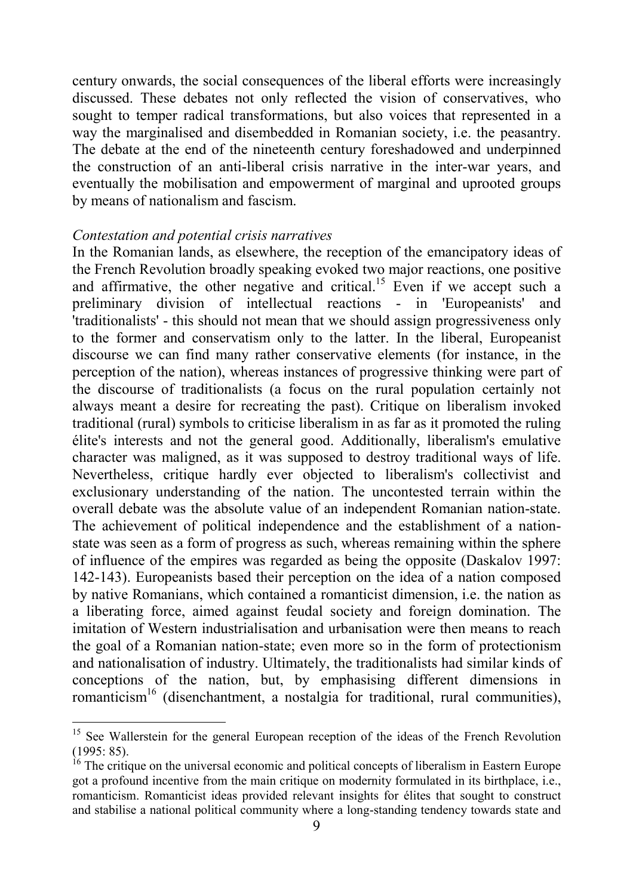century onwards, the social consequences of the liberal efforts were increasingly discussed. These debates not only reflected the vision of conservatives, who sought to temper radical transformations, but also voices that represented in a way the marginalised and disembedded in Romanian society, i.e. the peasantry. The debate at the end of the nineteenth century foreshadowed and underpinned the construction of an anti-liberal crisis narrative in the inter-war years, and eventually the mobilisation and empowerment of marginal and uprooted groups by means of nationalism and fascism.

*Contestation and potential crisis narratives*

In the Romanian lands, as elsewhere, the reception of the emancipatory ideas of the French Revolution broadly speaking evoked two major reactions, one positive and affirmative, the other negative and critical.[15] Even if we accept such a preliminary division of intellectual reactions - in 'Europeanists' and 'traditionalists' - this should not mean that we should assign progressiveness only to the former and conservatism only to the latter. In the liberal, Europeanist discourse we can find many rather conservative elements (for instance, in the perception of the nation), whereas instances of progressive thinking were part of the discourse of traditionalists (a focus on the rural population certainly not always meant a desire for recreating the past). Critique on liberalism invoked traditional (rural) symbols to criticise liberalism in as far as it promoted the ruling élite's interests and not the general good. Additionally, liberalism's emulative character was maligned, as it was supposed to destroy traditional ways of life. Nevertheless, critique hardly ever objected to liberalism's collectivist and exclusionary understanding of the nation. The uncontested terrain within the overall debate was the absolute value of an independent Romanian nation-state. The achievement of political independence and the establishment of a nation-state was seen as a form of progress as such, whereas remaining within the sphere of influence of the empires was regarded as being the opposite (Daskalov 1997: 142-143). Europeanists based their perception on the idea of a nation composed by native Romanians, which contained a romanticist dimension, i.e. the nation as a liberating force, aimed against feudal society and foreign domination. The imitation of Western industrialisation and urbanisation were then means to reach the goal of a Romanian nation-state; even more so in the form of protectionism and nationalisation of industry. Ultimately, the traditionalists had similar kinds of conceptions of the nation, but, by emphasising different dimensions in romanticism[16] (disenchantment, a nostalgia for traditional, rural communities),

[15] See Wallerstein for the general European reception of the ideas of the French Revolution (1995: 85).

[16] The critique on the universal economic and political concepts of liberalism in Eastern Europe got a profound incentive from the main critique on modernity formulated in its birthplace, i.e., romanticism. Romanticist ideas provided relevant insights for élites that sought to construct and stabilise a national political community where a long-standing tendency towards state and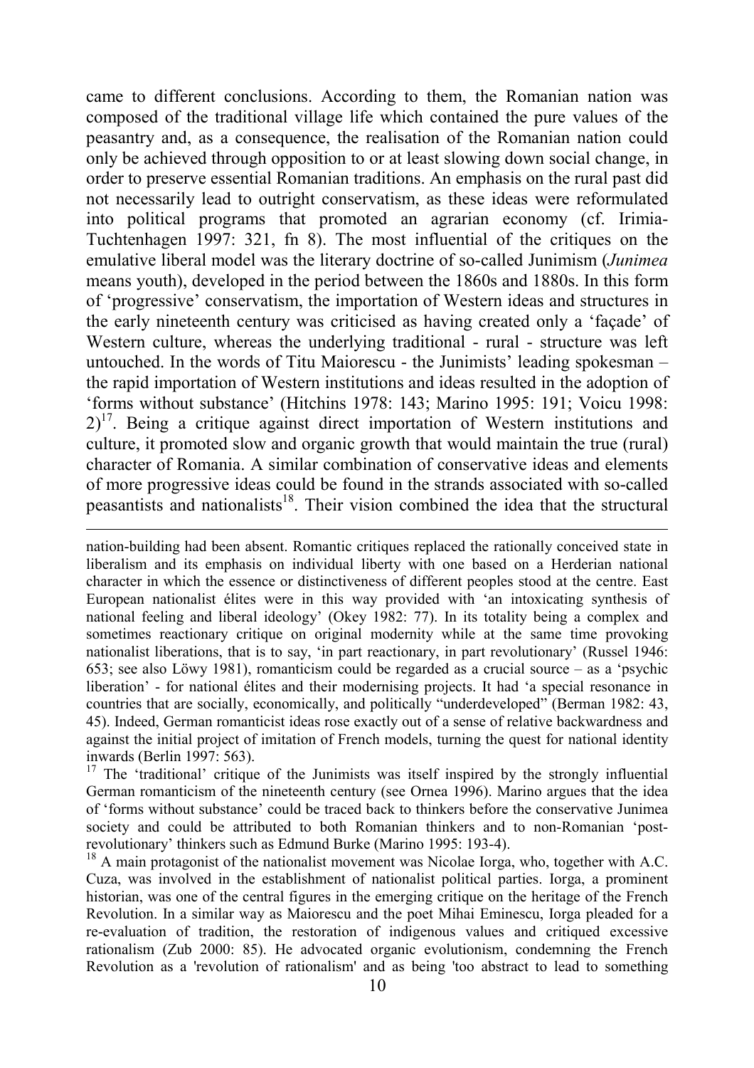came to different conclusions. According to them, the Romanian nation was composed of the traditional village life which contained the pure values of the peasantry and, as a consequence, the realisation of the Romanian nation could only be achieved through opposition to or at least slowing down social change, in order to preserve essential Romanian traditions. An emphasis on the rural past did not necessarily lead to outright conservatism, as these ideas were reformulated into political programs that promoted an agrarian economy (cf. Irimia-Tuchtenhagen 1997: 321, fn 8). The most influential of the critiques on the emulative liberal model was the literary doctrine of so-called Junimism (*Junimea* means youth), developed in the period between the 1860s and 1880s. In this form of 'progressive' conservatism, the importation of Western ideas and structures in the early nineteenth century was criticised as having created only a 'façade' of Western culture, whereas the underlying traditional - rural - structure was left untouched. In the words of Titu Maiorescu - the Junimists' leading spokesman – the rapid importation of Western institutions and ideas resulted in the adoption of 'forms without substance' (Hitchins 1978: 143; Marino 1995: 191; Voicu 1998: 2)[17]. Being a critique against direct importation of Western institutions and culture, it promoted slow and organic growth that would maintain the true (rural) character of Romania. A similar combination of conservative ideas and elements of more progressive ideas could be found in the strands associated with so-called peasantists and nationalists[18]. Their vision combined the idea that the structural

---

nation-building had been absent. Romantic critiques replaced the rationally conceived state in liberalism and its emphasis on individual liberty with one based on a Herderian national character in which the essence or distinctiveness of different peoples stood at the centre. East European nationalist élites were in this way provided with 'an intoxicating synthesis of national feeling and liberal ideology' (Okey 1982: 77). In its totality being a complex and sometimes reactionary critique on original modernity while at the same time provoking nationalist liberations, that is to say, 'in part reactionary, in part revolutionary' (Russel 1946: 653; see also Löwy 1981), romanticism could be regarded as a crucial source – as a 'psychic liberation' - for national élites and their modernising projects. It had 'a special resonance in countries that are socially, economically, and politically "underdeveloped"' (Berman 1982: 43, 45). Indeed, German romanticist ideas rose exactly out of a sense of relative backwardness and against the initial project of imitation of French models, turning the quest for national identity inwards (Berlin 1997: 563).

[17] The 'traditional' critique of the Junimists was itself inspired by the strongly influential German romanticism of the nineteenth century (see Ornea 1996). Marino argues that the idea of 'forms without substance' could be traced back to thinkers before the conservative Junimea society and could be attributed to both Romanian thinkers and to non-Romanian 'post-revolutionary' thinkers such as Edmund Burke (Marino 1995: 193-4).

[18] A main protagonist of the nationalist movement was Nicolae Iorga, who, together with A.C. Cuza, was involved in the establishment of nationalist political parties. Iorga, a prominent historian, was one of the central figures in the emerging critique on the heritage of the French Revolution. In a similar way as Maiorescu and the poet Mihai Eminescu, Iorga pleaded for a re-evaluation of tradition, the restoration of indigenous values and critiqued excessive rationalism (Zub 2000: 85). He advocated organic evolutionism, condemning the French Revolution as a 'revolution of rationalism' and as being 'too abstract to lead to something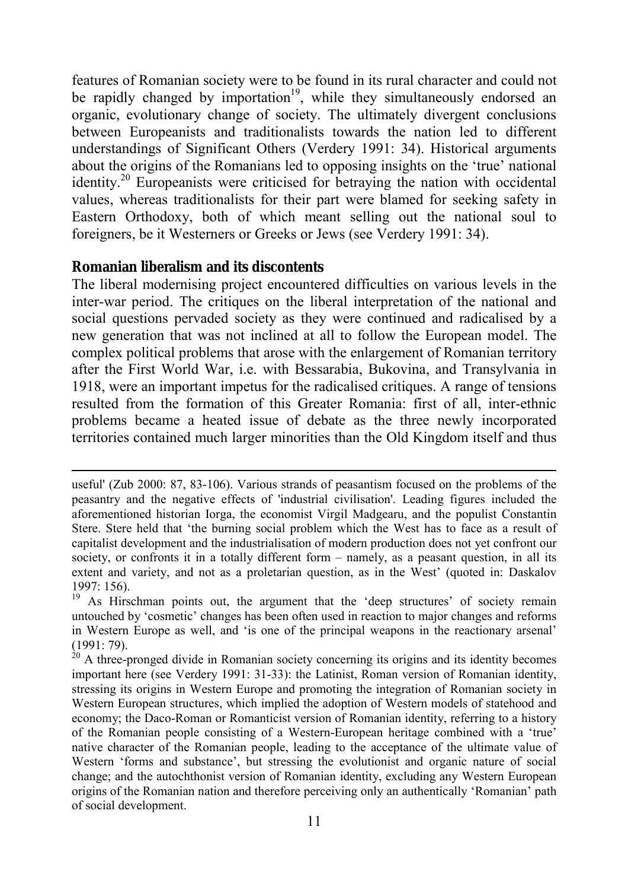features of Romanian society were to be found in its rural character and could not be rapidly changed by importation[19], while they simultaneously endorsed an organic, evolutionary change of society. The ultimately divergent conclusions between Europeanists and traditionalists towards the nation led to different understandings of Significant Others (Verdery 1991: 34). Historical arguments about the origins of the Romanians led to opposing insights on the 'true' national identity.[20] Europeanists were criticised for betraying the nation with occidental values, whereas traditionalists for their part were blamed for seeking safety in Eastern Orthodoxy, both of which meant selling out the national soul to foreigners, be it Westerners or Greeks or Jews (see Verdery 1991: 34).

## Romanian liberalism and its discontents

The liberal modernising project encountered difficulties on various levels in the inter-war period. The critiques on the liberal interpretation of the national and social questions pervaded society as they were continued and radicalised by a new generation that was not inclined at all to follow the European model. The complex political problems that arose with the enlargement of Romanian territory after the First World War, i.e. with Bessarabia, Bukovina, and Transylvania in 1918, were an important impetus for the radicalised critiques. A range of tensions resulted from the formation of this Greater Romania: first of all, inter-ethnic problems became a heated issue of debate as the three newly incorporated territories contained much larger minorities than the Old Kingdom itself and thus

---

useful' (Zub 2000: 87, 83-106). Various strands of peasantism focused on the problems of the peasantry and the negative effects of 'industrial civilisation'. Leading figures included the aforementioned historian Iorga, the economist Virgil Madgearu, and the populist Constantin Stere. Stere held that 'the burning social problem which the West has to face as a result of capitalist development and the industrialisation of modern production does not yet confront our society, or confronts it in a totally different form – namely, as a peasant question, in all its extent and variety, and not as a proletarian question, as in the West' (quoted in: Daskalov 1997: 156).

[19] As Hirschman points out, the argument that the 'deep structures' of society remain untouched by 'cosmetic' changes has been often used in reaction to major changes and reforms in Western Europe as well, and 'is one of the principal weapons in the reactionary arsenal' (1991: 79).

[20] A three-pronged divide in Romanian society concerning its origins and its identity becomes important here (see Verdery 1991: 31-33): the Latinist, Roman version of Romanian identity, stressing its origins in Western Europe and promoting the integration of Romanian society in Western European structures, which implied the adoption of Western models of statehood and economy; the Daco-Roman or Romanticist version of Romanian identity, referring to a history of the Romanian people consisting of a Western-European heritage combined with a 'true' native character of the Romanian people, leading to the acceptance of the ultimate value of Western 'forms and substance', but stressing the evolutionist and organic nature of social change; and the autochthonist version of Romanian identity, excluding any Western European origins of the Romanian nation and therefore perceiving only an authentically 'Romanian' path of social development.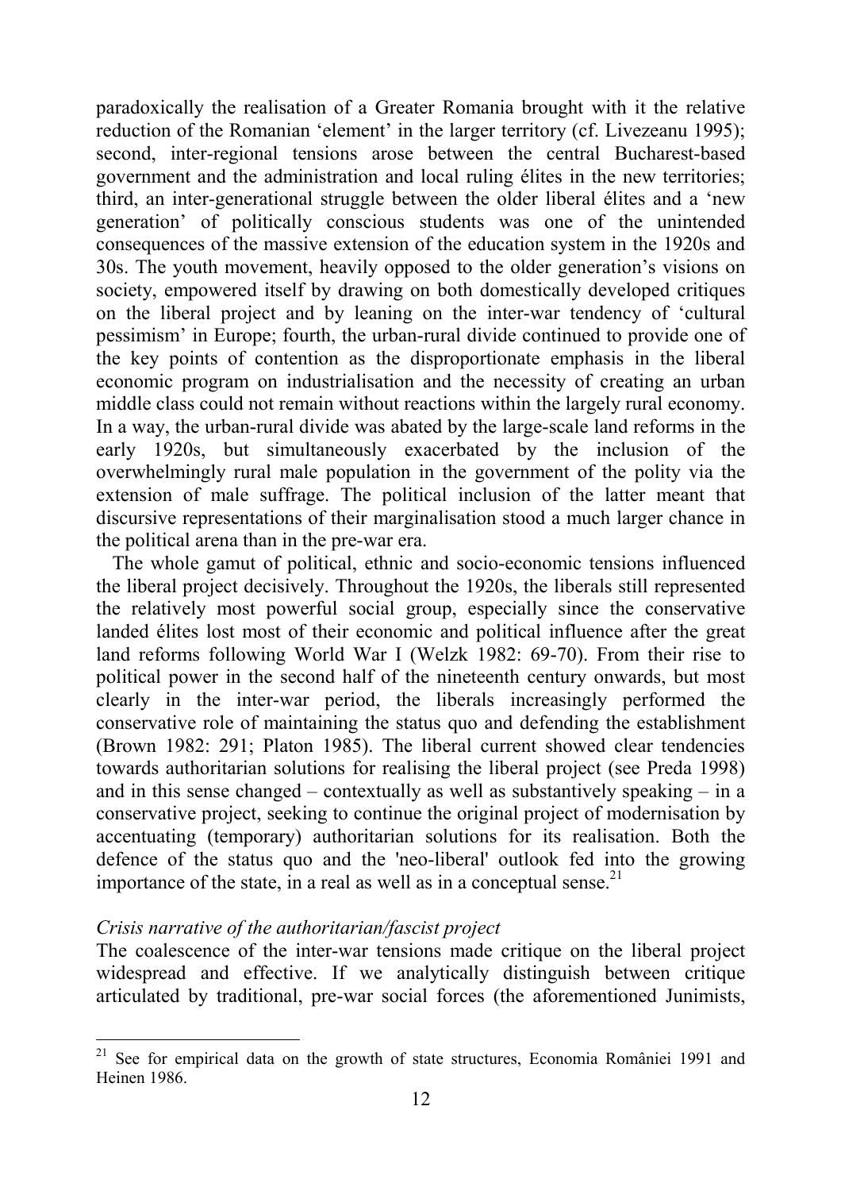paradoxically the realisation of a Greater Romania brought with it the relative reduction of the Romanian 'element' in the larger territory (cf. Livezeanu 1995); second, inter-regional tensions arose between the central Bucharest-based government and the administration and local ruling élites in the new territories; third, an inter-generational struggle between the older liberal élites and a 'new generation' of politically conscious students was one of the unintended consequences of the massive extension of the education system in the 1920s and 30s. The youth movement, heavily opposed to the older generation's visions on society, empowered itself by drawing on both domestically developed critiques on the liberal project and by leaning on the inter-war tendency of 'cultural pessimism' in Europe; fourth, the urban-rural divide continued to provide one of the key points of contention as the disproportionate emphasis in the liberal economic program on industrialisation and the necessity of creating an urban middle class could not remain without reactions within the largely rural economy. In a way, the urban-rural divide was abated by the large-scale land reforms in the early 1920s, but simultaneously exacerbated by the inclusion of the overwhelmingly rural male population in the government of the polity via the extension of male suffrage. The political inclusion of the latter meant that discursive representations of their marginalisation stood a much larger chance in the political arena than in the pre-war era.

The whole gamut of political, ethnic and socio-economic tensions influenced the liberal project decisively. Throughout the 1920s, the liberals still represented the relatively most powerful social group, especially since the conservative landed élites lost most of their economic and political influence after the great land reforms following World War I (Welzk 1982: 69-70). From their rise to political power in the second half of the nineteenth century onwards, but most clearly in the inter-war period, the liberals increasingly performed the conservative role of maintaining the status quo and defending the establishment (Brown 1982: 291; Platon 1985). The liberal current showed clear tendencies towards authoritarian solutions for realising the liberal project (see Preda 1998) and in this sense changed – contextually as well as substantively speaking – in a conservative project, seeking to continue the original project of modernisation by accentuating (temporary) authoritarian solutions for its realisation. Both the defence of the status quo and the 'neo-liberal' outlook fed into the growing importance of the state, in a real as well as in a conceptual sense.[21]

*Crisis narrative of the authoritarian/fascist project*

The coalescence of the inter-war tensions made critique on the liberal project widespread and effective. If we analytically distinguish between critique articulated by traditional, pre-war social forces (the aforementioned Junimists,

[21] See for empirical data on the growth of state structures, Economia României 1991 and Heinen 1986.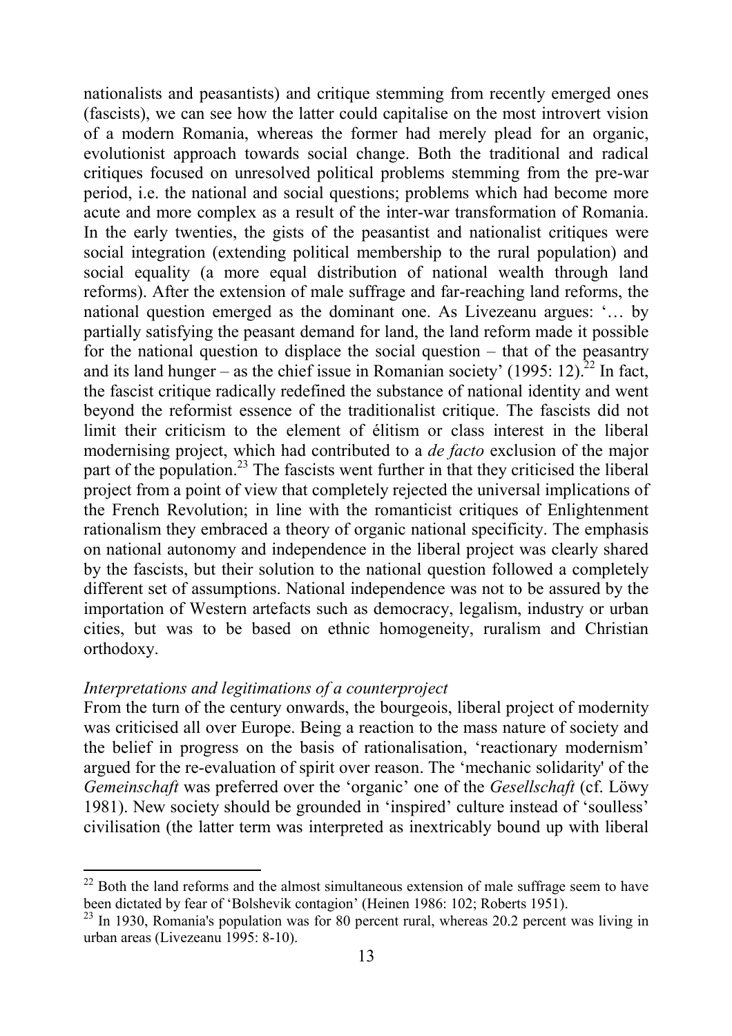nationalists and peasantists) and critique stemming from recently emerged ones (fascists), we can see how the latter could capitalise on the most introvert vision of a modern Romania, whereas the former had merely plead for an organic, evolutionist approach towards social change. Both the traditional and radical critiques focused on unresolved political problems stemming from the pre-war period, i.e. the national and social questions; problems which had become more acute and more complex as a result of the inter-war transformation of Romania. In the early twenties, the gists of the peasantist and nationalist critiques were social integration (extending political membership to the rural population) and social equality (a more equal distribution of national wealth through land reforms). After the extension of male suffrage and far-reaching land reforms, the national question emerged as the dominant one. As Livezeanu argues: '… by partially satisfying the peasant demand for land, the land reform made it possible for the national question to displace the social question – that of the peasantry and its land hunger – as the chief issue in Romanian society' (1995: 12).[22] In fact, the fascist critique radically redefined the substance of national identity and went beyond the reformist essence of the traditionalist critique. The fascists did not limit their criticism to the element of élitism or class interest in the liberal modernising project, which had contributed to a *de facto* exclusion of the major part of the population.[23] The fascists went further in that they criticised the liberal project from a point of view that completely rejected the universal implications of the French Revolution; in line with the romanticist critiques of Enlightenment rationalism they embraced a theory of organic national specificity. The emphasis on national autonomy and independence in the liberal project was clearly shared by the fascists, but their solution to the national question followed a completely different set of assumptions. National independence was not to be assured by the importation of Western artefacts such as democracy, legalism, industry or urban cities, but was to be based on ethnic homogeneity, ruralism and Christian orthodoxy.

*Interpretations and legitimations of a counterproject*

From the turn of the century onwards, the bourgeois, liberal project of modernity was criticised all over Europe. Being a reaction to the mass nature of society and the belief in progress on the basis of rationalisation, 'reactionary modernism' argued for the re-evaluation of spirit over reason. The 'mechanic solidarity' of the *Gemeinschaft* was preferred over the 'organic' one of the *Gesellschaft* (cf. Löwy 1981). New society should be grounded in 'inspired' culture instead of 'soulless' civilisation (the latter term was interpreted as inextricably bound up with liberal

---

[22] Both the land reforms and the almost simultaneous extension of male suffrage seem to have been dictated by fear of 'Bolshevik contagion' (Heinen 1986: 102; Roberts 1951).

[23] In 1930, Romania's population was for 80 percent rural, whereas 20.2 percent was living in urban areas (Livezeanu 1995: 8-10).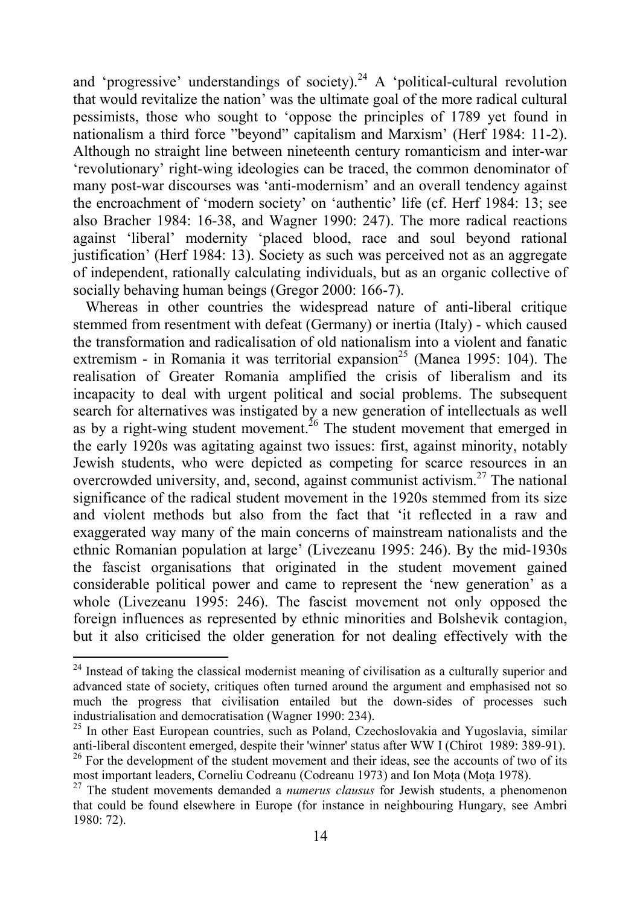and 'progressive' understandings of society).[24] A 'political-cultural revolution that would revitalize the nation' was the ultimate goal of the more radical cultural pessimists, those who sought to 'oppose the principles of 1789 yet found in nationalism a third force "beyond" capitalism and Marxism' (Herf 1984: 11-2). Although no straight line between nineteenth century romanticism and inter-war 'revolutionary' right-wing ideologies can be traced, the common denominator of many post-war discourses was 'anti-modernism' and an overall tendency against the encroachment of 'modern society' on 'authentic' life (cf. Herf 1984: 13; see also Bracher 1984: 16-38, and Wagner 1990: 247). The more radical reactions against 'liberal' modernity 'placed blood, race and soul beyond rational justification' (Herf 1984: 13). Society as such was perceived not as an aggregate of independent, rationally calculating individuals, but as an organic collective of socially behaving human beings (Gregor 2000: 166-7).

Whereas in other countries the widespread nature of anti-liberal critique stemmed from resentment with defeat (Germany) or inertia (Italy) - which caused the transformation and radicalisation of old nationalism into a violent and fanatic extremism - in Romania it was territorial expansion[25] (Manea 1995: 104). The realisation of Greater Romania amplified the crisis of liberalism and its incapacity to deal with urgent political and social problems. The subsequent search for alternatives was instigated by a new generation of intellectuals as well as by a right-wing student movement.[26] The student movement that emerged in the early 1920s was agitating against two issues: first, against minority, notably Jewish students, who were depicted as competing for scarce resources in an overcrowded university, and, second, against communist activism.[27] The national significance of the radical student movement in the 1920s stemmed from its size and violent methods but also from the fact that 'it reflected in a raw and exaggerated way many of the main concerns of mainstream nationalists and the ethnic Romanian population at large' (Livezeanu 1995: 246). By the mid-1930s the fascist organisations that originated in the student movement gained considerable political power and came to represent the 'new generation' as a whole (Livezeanu 1995: 246). The fascist movement not only opposed the foreign influences as represented by ethnic minorities and Bolshevik contagion, but it also criticised the older generation for not dealing effectively with the

---

[24] Instead of taking the classical modernist meaning of civilisation as a culturally superior and advanced state of society, critiques often turned around the argument and emphasised not so much the progress that civilisation entailed but the down-sides of processes such industrialisation and democratisation (Wagner 1990: 234).

[25] In other East European countries, such as Poland, Czechoslovakia and Yugoslavia, similar anti-liberal discontent emerged, despite their 'winner' status after WW I (Chirot 1989: 389-91).

[26] For the development of the student movement and their ideas, see the accounts of two of its most important leaders, Corneliu Codreanu (Codreanu 1973) and Ion Moța (Moța 1978).

[27] The student movements demanded a *numerus clausus* for Jewish students, a phenomenon that could be found elsewhere in Europe (for instance in neighbouring Hungary, see Ambri 1980: 72).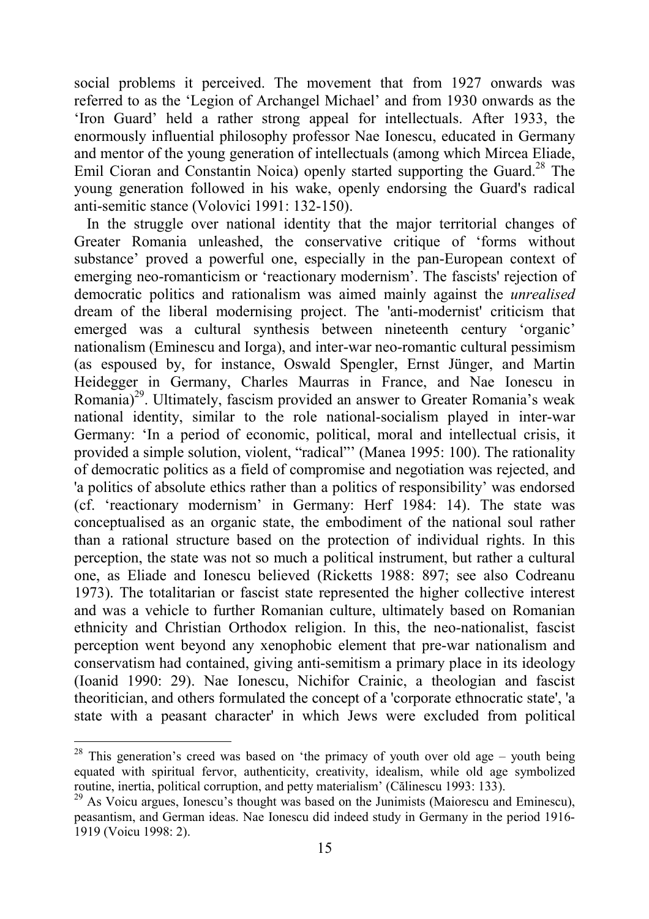social problems it perceived. The movement that from 1927 onwards was referred to as the 'Legion of Archangel Michael' and from 1930 onwards as the 'Iron Guard' held a rather strong appeal for intellectuals. After 1933, the enormously influential philosophy professor Nae Ionescu, educated in Germany and mentor of the young generation of intellectuals (among which Mircea Eliade, Emil Cioran and Constantin Noica) openly started supporting the Guard.[28] The young generation followed in his wake, openly endorsing the Guard's radical anti-semitic stance (Volovici 1991: 132-150).

In the struggle over national identity that the major territorial changes of Greater Romania unleashed, the conservative critique of 'forms without substance' proved a powerful one, especially in the pan-European context of emerging neo-romanticism or 'reactionary modernism'. The fascists' rejection of democratic politics and rationalism was aimed mainly against the *unrealised* dream of the liberal modernising project. The 'anti-modernist' criticism that emerged was a cultural synthesis between nineteenth century 'organic' nationalism (Eminescu and Iorga), and inter-war neo-romantic cultural pessimism (as espoused by, for instance, Oswald Spengler, Ernst Jünger, and Martin Heidegger in Germany, Charles Maurras in France, and Nae Ionescu in Romania)[29]. Ultimately, fascism provided an answer to Greater Romania's weak national identity, similar to the role national-socialism played in inter-war Germany: 'In a period of economic, political, moral and intellectual crisis, it provided a simple solution, violent, "radical"' (Manea 1995: 100). The rationality of democratic politics as a field of compromise and negotiation was rejected, and 'a politics of absolute ethics rather than a politics of responsibility' was endorsed (cf. 'reactionary modernism' in Germany: Herf 1984: 14). The state was conceptualised as an organic state, the embodiment of the national soul rather than a rational structure based on the protection of individual rights. In this perception, the state was not so much a political instrument, but rather a cultural one, as Eliade and Ionescu believed (Ricketts 1988: 897; see also Codreanu 1973). The totalitarian or fascist state represented the higher collective interest and was a vehicle to further Romanian culture, ultimately based on Romanian ethnicity and Christian Orthodox religion. In this, the neo-nationalist, fascist perception went beyond any xenophobic element that pre-war nationalism and conservatism had contained, giving anti-semitism a primary place in its ideology (Ioanid 1990: 29). Nae Ionescu, Nichifor Crainic, a theologian and fascist theoritician, and others formulated the concept of a 'corporate ethnocratic state', 'a state with a peasant character' in which Jews were excluded from political

---

[28] This generation's creed was based on 'the primacy of youth over old age – youth being equated with spiritual fervor, authenticity, creativity, idealism, while old age symbolized routine, inertia, political corruption, and petty materialism' (Călinescu 1993: 133).

[29] As Voicu argues, Ionescu's thought was based on the Junimists (Maiorescu and Eminescu), peasantism, and German ideas. Nae Ionescu did indeed study in Germany in the period 1916-1919 (Voicu 1998: 2).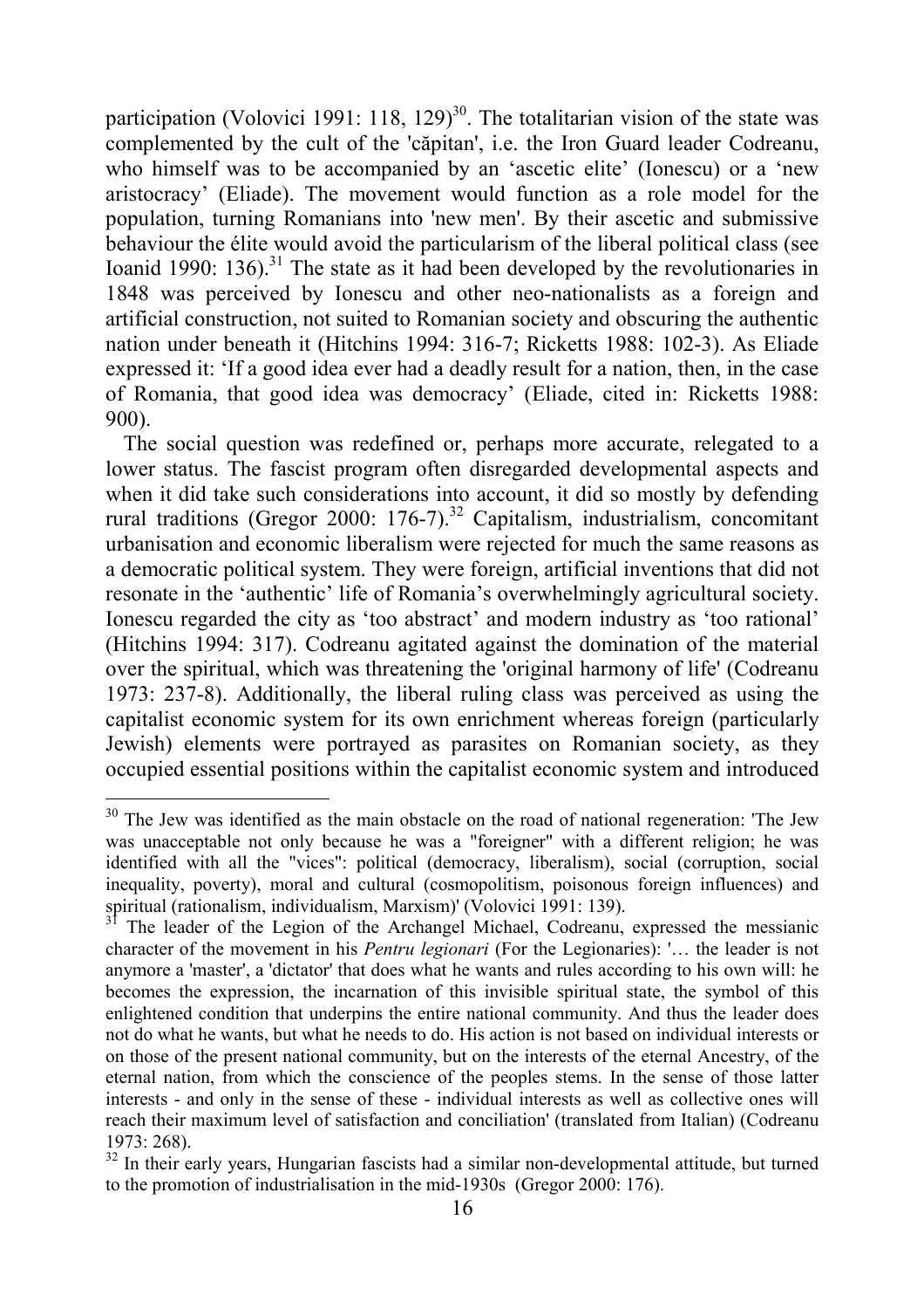participation (Volovici 1991: 118, 129)[30]. The totalitarian vision of the state was complemented by the cult of the 'căpitan', i.e. the Iron Guard leader Codreanu, who himself was to be accompanied by an 'ascetic elite' (Ionescu) or a 'new aristocracy' (Eliade). The movement would function as a role model for the population, turning Romanians into 'new men'. By their ascetic and submissive behaviour the élite would avoid the particularism of the liberal political class (see Ioanid 1990: 136).[31] The state as it had been developed by the revolutionaries in 1848 was perceived by Ionescu and other neo-nationalists as a foreign and artificial construction, not suited to Romanian society and obscuring the authentic nation under beneath it (Hitchins 1994: 316-7; Ricketts 1988: 102-3). As Eliade expressed it: 'If a good idea ever had a deadly result for a nation, then, in the case of Romania, that good idea was democracy' (Eliade, cited in: Ricketts 1988: 900).

The social question was redefined or, perhaps more accurate, relegated to a lower status. The fascist program often disregarded developmental aspects and when it did take such considerations into account, it did so mostly by defending rural traditions (Gregor 2000: 176-7).[32] Capitalism, industrialism, concomitant urbanisation and economic liberalism were rejected for much the same reasons as a democratic political system. They were foreign, artificial inventions that did not resonate in the 'authentic' life of Romania's overwhelmingly agricultural society. Ionescu regarded the city as 'too abstract' and modern industry as 'too rational' (Hitchins 1994: 317). Codreanu agitated against the domination of the material over the spiritual, which was threatening the 'original harmony of life' (Codreanu 1973: 237-8). Additionally, the liberal ruling class was perceived as using the capitalist economic system for its own enrichment whereas foreign (particularly Jewish) elements were portrayed as parasites on Romanian society, as they occupied essential positions within the capitalist economic system and introduced

---

[30] The Jew was identified as the main obstacle on the road of national regeneration: 'The Jew was unacceptable not only because he was a "foreigner" with a different religion; he was identified with all the "vices": political (democracy, liberalism), social (corruption, social inequality, poverty), moral and cultural (cosmopolitism, poisonous foreign influences) and spiritual (rationalism, individualism, Marxism)' (Volovici 1991: 139).

[31] The leader of the Legion of the Archangel Michael, Codreanu, expressed the messianic character of the movement in his *Pentru legionari* (For the Legionaries): '… the leader is not anymore a 'master', a 'dictator' that does what he wants and rules according to his own will: he becomes the expression, the incarnation of this invisible spiritual state, the symbol of this enlightened condition that underpins the entire national community. And thus the leader does not do what he wants, but what he needs to do. His action is not based on individual interests or on those of the present national community, but on the interests of the eternal Ancestry, of the eternal nation, from which the conscience of the peoples stems. In the sense of those latter interests - and only in the sense of these - individual interests as well as collective ones will reach their maximum level of satisfaction and conciliation' (translated from Italian) (Codreanu 1973: 268).

[32] In their early years, Hungarian fascists had a similar non-developmental attitude, but turned to the promotion of industrialisation in the mid-1930s (Gregor 2000: 176).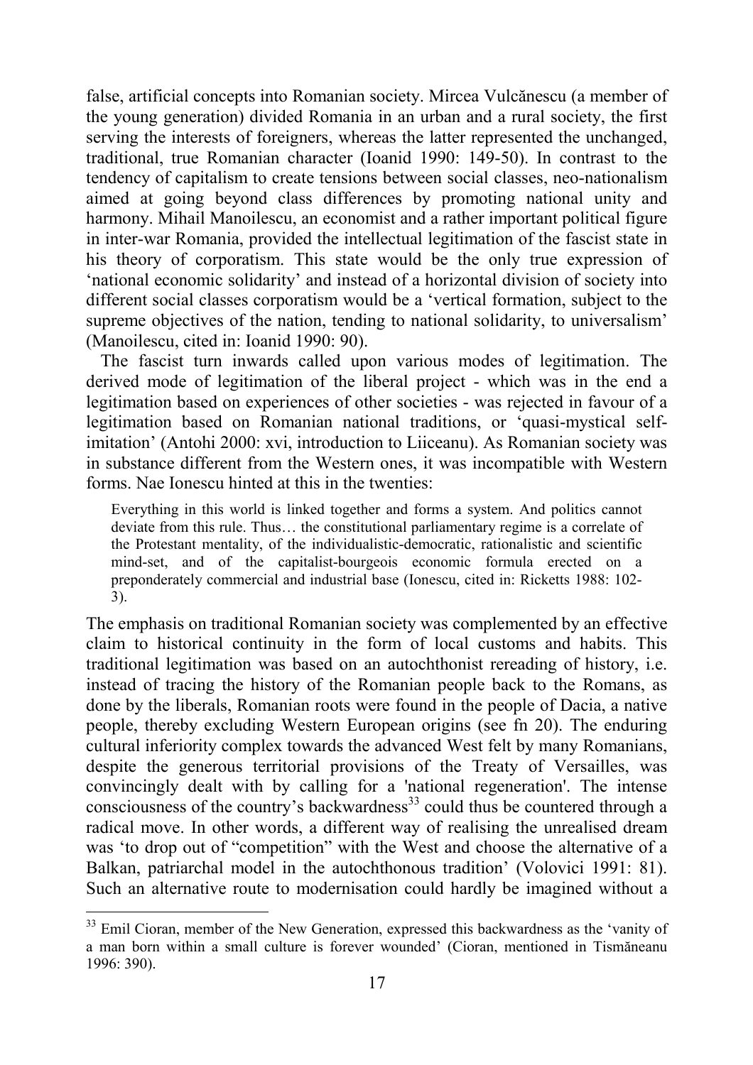false, artificial concepts into Romanian society. Mircea Vulcănescu (a member of the young generation) divided Romania in an urban and a rural society, the first serving the interests of foreigners, whereas the latter represented the unchanged, traditional, true Romanian character (Ioanid 1990: 149-50). In contrast to the tendency of capitalism to create tensions between social classes, neo-nationalism aimed at going beyond class differences by promoting national unity and harmony. Mihail Manoilescu, an economist and a rather important political figure in inter-war Romania, provided the intellectual legitimation of the fascist state in his theory of corporatism. This state would be the only true expression of 'national economic solidarity' and instead of a horizontal division of society into different social classes corporatism would be a 'vertical formation, subject to the supreme objectives of the nation, tending to national solidarity, to universalism' (Manoilescu, cited in: Ioanid 1990: 90).

The fascist turn inwards called upon various modes of legitimation. The derived mode of legitimation of the liberal project - which was in the end a legitimation based on experiences of other societies - was rejected in favour of a legitimation based on Romanian national traditions, or 'quasi-mystical self-imitation' (Antohi 2000: xvi, introduction to Liiceanu). As Romanian society was in substance different from the Western ones, it was incompatible with Western forms. Nae Ionescu hinted at this in the twenties:

> Everything in this world is linked together and forms a system. And politics cannot deviate from this rule. Thus… the constitutional parliamentary regime is a correlate of the Protestant mentality, of the individualistic-democratic, rationalistic and scientific mind-set, and of the capitalist-bourgeois economic formula erected on a preponderately commercial and industrial base (Ionescu, cited in: Ricketts 1988: 102-3).

The emphasis on traditional Romanian society was complemented by an effective claim to historical continuity in the form of local customs and habits. This traditional legitimation was based on an autochthonist rereading of history, i.e. instead of tracing the history of the Romanian people back to the Romans, as done by the liberals, Romanian roots were found in the people of Dacia, a native people, thereby excluding Western European origins (see fn 20). The enduring cultural inferiority complex towards the advanced West felt by many Romanians, despite the generous territorial provisions of the Treaty of Versailles, was convincingly dealt with by calling for a 'national regeneration'. The intense consciousness of the country's backwardness[33] could thus be countered through a radical move. In other words, a different way of realising the unrealised dream was 'to drop out of "competition" with the West and choose the alternative of a Balkan, patriarchal model in the autochthonous tradition' (Volovici 1991: 81). Such an alternative route to modernisation could hardly be imagined without a

[33] Emil Cioran, member of the New Generation, expressed this backwardness as the 'vanity of a man born within a small culture is forever wounded' (Cioran, mentioned in Tismăneanu 1996: 390).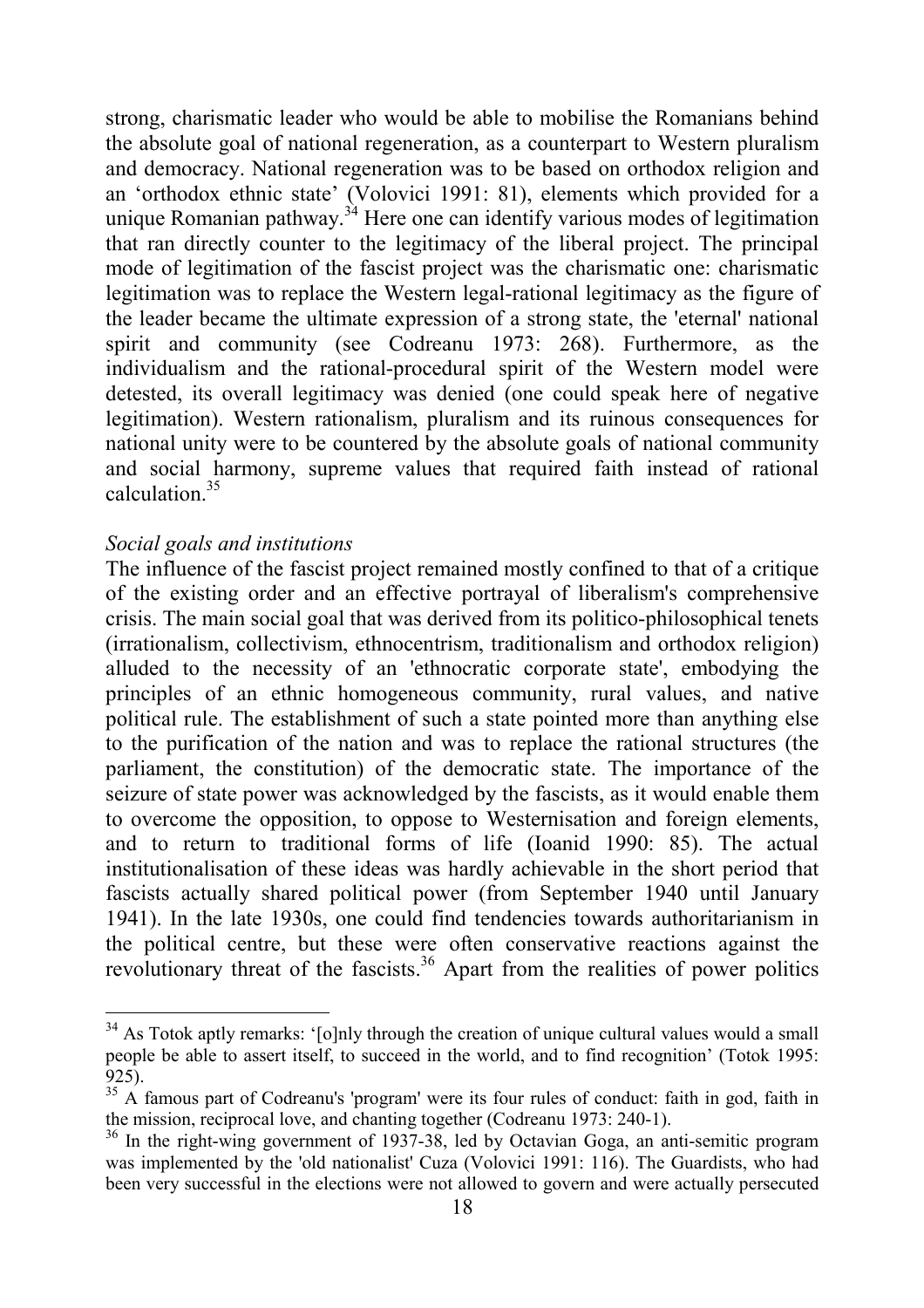strong, charismatic leader who would be able to mobilise the Romanians behind the absolute goal of national regeneration, as a counterpart to Western pluralism and democracy. National regeneration was to be based on orthodox religion and an 'orthodox ethnic state' (Volovici 1991: 81), elements which provided for a unique Romanian pathway.[34] Here one can identify various modes of legitimation that ran directly counter to the legitimacy of the liberal project. The principal mode of legitimation of the fascist project was the charismatic one: charismatic legitimation was to replace the Western legal-rational legitimacy as the figure of the leader became the ultimate expression of a strong state, the 'eternal' national spirit and community (see Codreanu 1973: 268). Furthermore, as the individualism and the rational-procedural spirit of the Western model were detested, its overall legitimacy was denied (one could speak here of negative legitimation). Western rationalism, pluralism and its ruinous consequences for national unity were to be countered by the absolute goals of national community and social harmony, supreme values that required faith instead of rational calculation.[35]

*Social goals and institutions*

The influence of the fascist project remained mostly confined to that of a critique of the existing order and an effective portrayal of liberalism's comprehensive crisis. The main social goal that was derived from its politico-philosophical tenets (irrationalism, collectivism, ethnocentrism, traditionalism and orthodox religion) alluded to the necessity of an 'ethnocratic corporate state', embodying the principles of an ethnic homogeneous community, rural values, and native political rule. The establishment of such a state pointed more than anything else to the purification of the nation and was to replace the rational structures (the parliament, the constitution) of the democratic state. The importance of the seizure of state power was acknowledged by the fascists, as it would enable them to overcome the opposition, to oppose to Westernisation and foreign elements, and to return to traditional forms of life (Ioanid 1990: 85). The actual institutionalisation of these ideas was hardly achievable in the short period that fascists actually shared political power (from September 1940 until January 1941). In the late 1930s, one could find tendencies towards authoritarianism in the political centre, but these were often conservative reactions against the revolutionary threat of the fascists.[36] Apart from the realities of power politics

---

[34] As Totok aptly remarks: '[o]nly through the creation of unique cultural values would a small people be able to assert itself, to succeed in the world, and to find recognition' (Totok 1995: 925).

[35] A famous part of Codreanu's 'program' were its four rules of conduct: faith in god, faith in the mission, reciprocal love, and chanting together (Codreanu 1973: 240-1).

[36] In the right-wing government of 1937-38, led by Octavian Goga, an anti-semitic program was implemented by the 'old nationalist' Cuza (Volovici 1991: 116). The Guardists, who had been very successful in the elections were not allowed to govern and were actually persecuted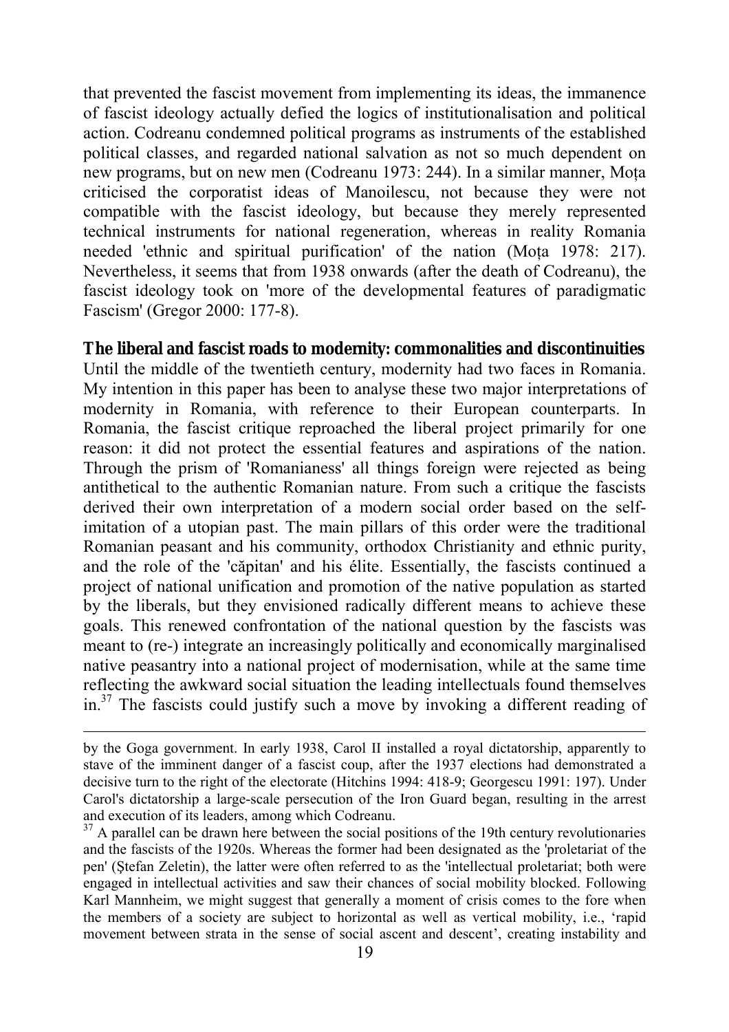that prevented the fascist movement from implementing its ideas, the immanence of fascist ideology actually defied the logics of institutionalisation and political action. Codreanu condemned political programs as instruments of the established political classes, and regarded national salvation as not so much dependent on new programs, but on new men (Codreanu 1973: 244). In a similar manner, Moța criticised the corporatist ideas of Manoilescu, not because they were not compatible with the fascist ideology, but because they merely represented technical instruments for national regeneration, whereas in reality Romania needed 'ethnic and spiritual purification' of the nation (Moța 1978: 217). Nevertheless, it seems that from 1938 onwards (after the death of Codreanu), the fascist ideology took on 'more of the developmental features of paradigmatic Fascism' (Gregor 2000: 177-8).

## The liberal and fascist roads to modernity: commonalities and discontinuities

Until the middle of the twentieth century, modernity had two faces in Romania. My intention in this paper has been to analyse these two major interpretations of modernity in Romania, with reference to their European counterparts. In Romania, the fascist critique reproached the liberal project primarily for one reason: it did not protect the essential features and aspirations of the nation. Through the prism of 'Romanianess' all things foreign were rejected as being antithetical to the authentic Romanian nature. From such a critique the fascists derived their own interpretation of a modern social order based on the self-imitation of a utopian past. The main pillars of this order were the traditional Romanian peasant and his community, orthodox Christianity and ethnic purity, and the role of the 'căpitan' and his élite. Essentially, the fascists continued a project of national unification and promotion of the native population as started by the liberals, but they envisioned radically different means to achieve these goals. This renewed confrontation of the national question by the fascists was meant to (re-) integrate an increasingly politically and economically marginalised native peasantry into a national project of modernisation, while at the same time reflecting the awkward social situation the leading intellectuals found themselves in.[37] The fascists could justify such a move by invoking a different reading of

---

by the Goga government. In early 1938, Carol II installed a royal dictatorship, apparently to stave of the imminent danger of a fascist coup, after the 1937 elections had demonstrated a decisive turn to the right of the electorate (Hitchins 1994: 418-9; Georgescu 1991: 197). Under Carol's dictatorship a large-scale persecution of the Iron Guard began, resulting in the arrest and execution of its leaders, among which Codreanu.

[37] A parallel can be drawn here between the social positions of the 19th century revolutionaries and the fascists of the 1920s. Whereas the former had been designated as the 'proletariat of the pen' (Ştefan Zeletin), the latter were often referred to as the 'intellectual proletariat; both were engaged in intellectual activities and saw their chances of social mobility blocked. Following Karl Mannheim, we might suggest that generally a moment of crisis comes to the fore when the members of a society are subject to horizontal as well as vertical mobility, i.e., 'rapid movement between strata in the sense of social ascent and descent', creating instability and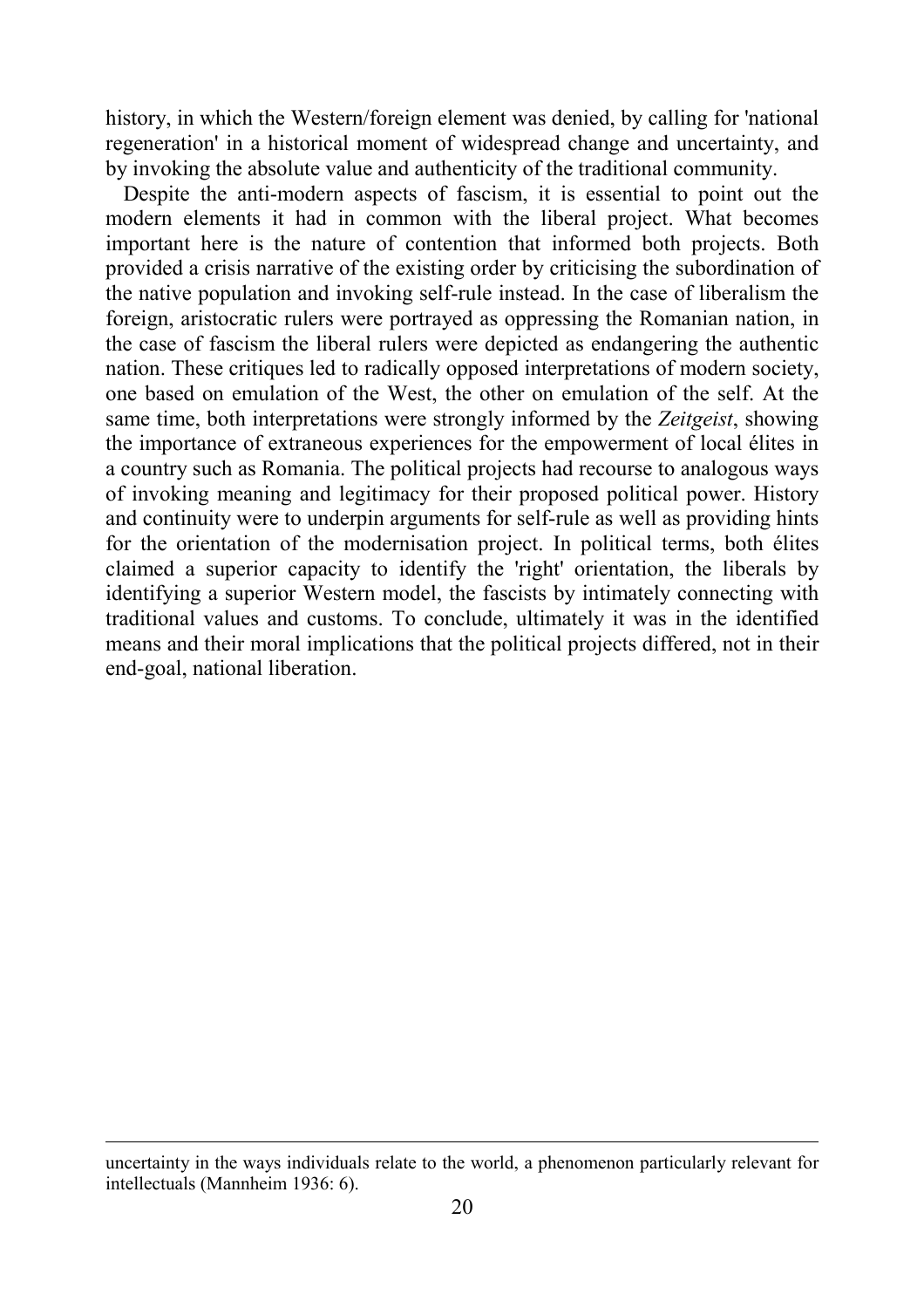history, in which the Western/foreign element was denied, by calling for 'national regeneration' in a historical moment of widespread change and uncertainty, and by invoking the absolute value and authenticity of the traditional community.

Despite the anti-modern aspects of fascism, it is essential to point out the modern elements it had in common with the liberal project. What becomes important here is the nature of contention that informed both projects. Both provided a crisis narrative of the existing order by criticising the subordination of the native population and invoking self-rule instead. In the case of liberalism the foreign, aristocratic rulers were portrayed as oppressing the Romanian nation, in the case of fascism the liberal rulers were depicted as endangering the authentic nation. These critiques led to radically opposed interpretations of modern society, one based on emulation of the West, the other on emulation of the self. At the same time, both interpretations were strongly informed by the *Zeitgeist*, showing the importance of extraneous experiences for the empowerment of local élites in a country such as Romania. The political projects had recourse to analogous ways of invoking meaning and legitimacy for their proposed political power. History and continuity were to underpin arguments for self-rule as well as providing hints for the orientation of the modernisation project. In political terms, both élites claimed a superior capacity to identify the 'right' orientation, the liberals by identifying a superior Western model, the fascists by intimately connecting with traditional values and customs. To conclude, ultimately it was in the identified means and their moral implications that the political projects differed, not in their end-goal, national liberation.

---

uncertainty in the ways individuals relate to the world, a phenomenon particularly relevant for intellectuals (Mannheim 1936: 6).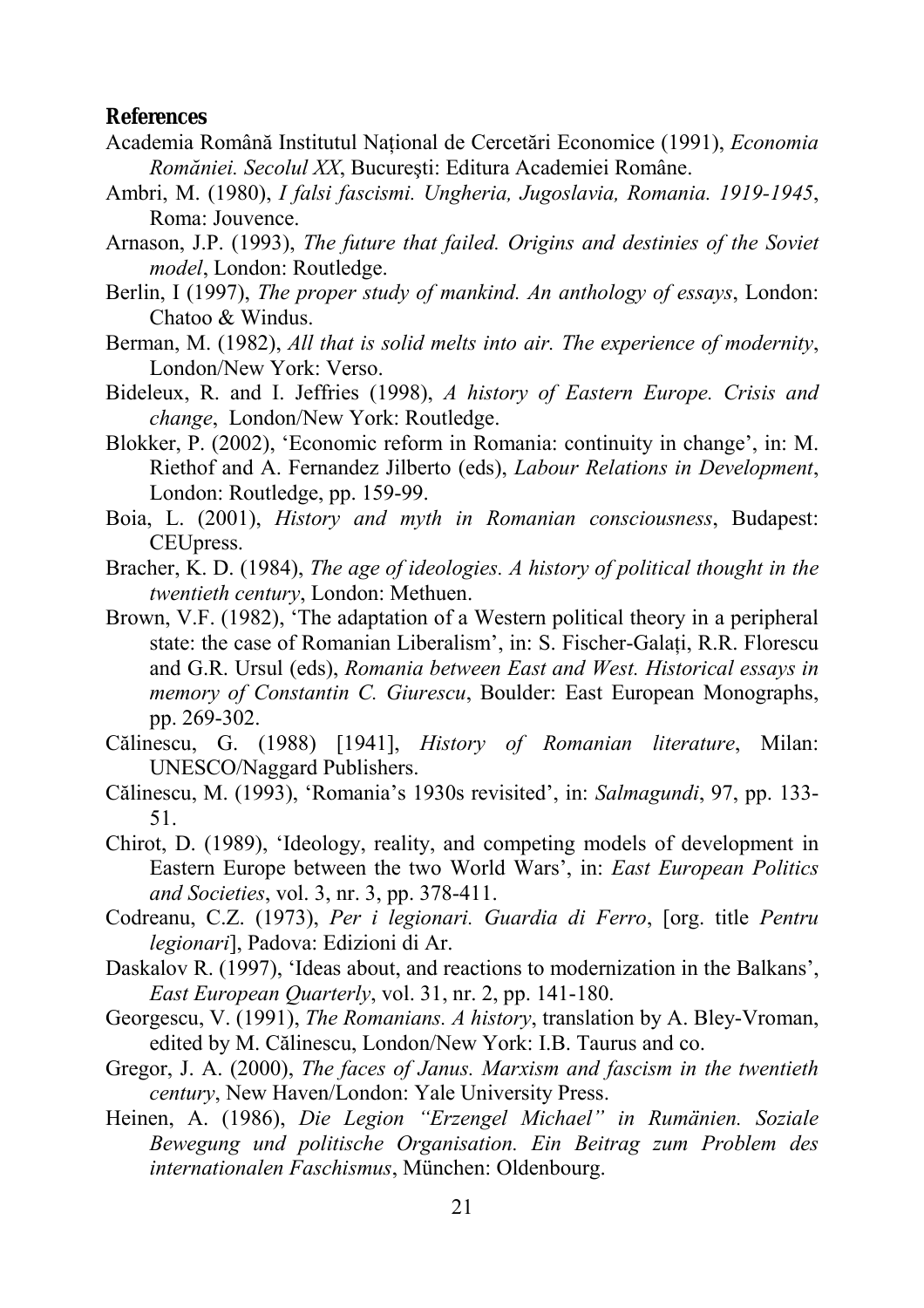**References**

Academia Română Institutul Național de Cercetări Economice (1991), *Economia României. Secolul XX*, Bucureşti: Editura Academiei Române.

Ambri, M. (1980), *I falsi fascismi. Ungheria, Jugoslavia, Romania. 1919-1945*, Roma: Jouvence.

Arnason, J.P. (1993), *The future that failed. Origins and destinies of the Soviet model*, London: Routledge.

Berlin, I (1997), *The proper study of mankind. An anthology of essays*, London: Chatoo & Windus.

Berman, M. (1982), *All that is solid melts into air. The experience of modernity*, London/New York: Verso.

Bideleux, R. and I. Jeffries (1998), *A history of Eastern Europe. Crisis and change*, London/New York: Routledge.

Blokker, P. (2002), 'Economic reform in Romania: continuity in change', in: M. Riethof and A. Fernandez Jilberto (eds), *Labour Relations in Development*, London: Routledge, pp. 159-99.

Boia, L. (2001), *History and myth in Romanian consciousness*, Budapest: CEUpress.

Bracher, K. D. (1984), *The age of ideologies. A history of political thought in the twentieth century*, London: Methuen.

Brown, V.F. (1982), 'The adaptation of a Western political theory in a peripheral state: the case of Romanian Liberalism', in: S. Fischer-Galați, R.R. Florescu and G.R. Ursul (eds), *Romania between East and West. Historical essays in memory of Constantin C. Giurescu*, Boulder: East European Monographs, pp. 269-302.

Călinescu, G. (1988) [1941], *History of Romanian literature*, Milan: UNESCO/Naggard Publishers.

Călinescu, M. (1993), 'Romania's 1930s revisited', in: *Salmagundi*, 97, pp. 133-51.

Chirot, D. (1989), 'Ideology, reality, and competing models of development in Eastern Europe between the two World Wars', in: *East European Politics and Societies*, vol. 3, nr. 3, pp. 378-411.

Codreanu, C.Z. (1973), *Per i legionari. Guardia di Ferro*, [org. title *Pentru legionari*], Padova: Edizioni di Ar.

Daskalov R. (1997), 'Ideas about, and reactions to modernization in the Balkans', *East European Quarterly*, vol. 31, nr. 2, pp. 141-180.

Georgescu, V. (1991), *The Romanians. A history*, translation by A. Bley-Vroman, edited by M. Călinescu, London/New York: I.B. Taurus and co.

Gregor, J. A. (2000), *The faces of Janus. Marxism and fascism in the twentieth century*, New Haven/London: Yale University Press.

Heinen, A. (1986), *Die Legion "Erzengel Michael" in Rumänien. Soziale Bewegung und politische Organisation. Ein Beitrag zum Problem des internationalen Faschismus*, München: Oldenbourg.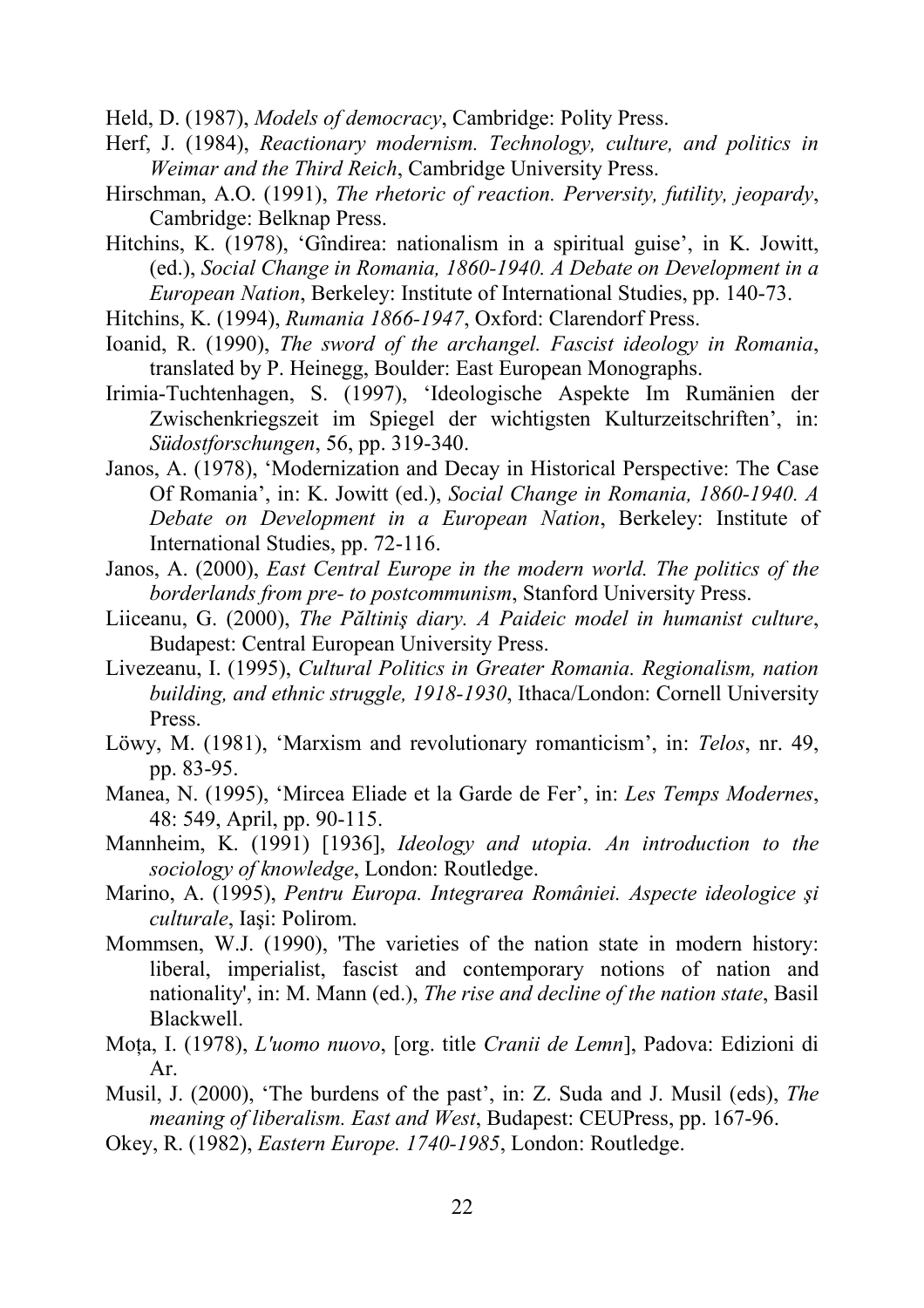Held, D. (1987), *Models of democracy*, Cambridge: Polity Press.

Herf, J. (1984), *Reactionary modernism. Technology, culture, and politics in Weimar and the Third Reich*, Cambridge University Press.

Hirschman, A.O. (1991), *The rhetoric of reaction. Perversity, futility, jeopardy*, Cambridge: Belknap Press.

Hitchins, K. (1978), 'Gîndirea: nationalism in a spiritual guise', in K. Jowitt, (ed.), *Social Change in Romania, 1860-1940. A Debate on Development in a European Nation*, Berkeley: Institute of International Studies, pp. 140-73.

Hitchins, K. (1994), *Rumania 1866-1947*, Oxford: Clarendorf Press.

Ioanid, R. (1990), *The sword of the archangel. Fascist ideology in Romania*, translated by P. Heinegg, Boulder: East European Monographs.

Irimia-Tuchtenhagen, S. (1997), 'Ideologische Aspekte Im Rumänien der Zwischenkriegszeit im Spiegel der wichtigsten Kulturzeitschriften', in: *Südostforschungen*, 56, pp. 319-340.

Janos, A. (1978), 'Modernization and Decay in Historical Perspective: The Case Of Romania', in: K. Jowitt (ed.), *Social Change in Romania, 1860-1940. A Debate on Development in a European Nation*, Berkeley: Institute of International Studies, pp. 72-116.

Janos, A. (2000), *East Central Europe in the modern world. The politics of the borderlands from pre- to postcommunism*, Stanford University Press.

Liiceanu, G. (2000), *The Păltiniş diary. A Paideic model in humanist culture*, Budapest: Central European University Press.

Livezeanu, I. (1995), *Cultural Politics in Greater Romania. Regionalism, nation building, and ethnic struggle, 1918-1930*, Ithaca/London: Cornell University Press.

Löwy, M. (1981), 'Marxism and revolutionary romanticism', in: *Telos*, nr. 49, pp. 83-95.

Manea, N. (1995), 'Mircea Eliade et la Garde de Fer', in: *Les Temps Modernes*, 48: 549, April, pp. 90-115.

Mannheim, K. (1991) [1936], *Ideology and utopia. An introduction to the sociology of knowledge*, London: Routledge.

Marino, A. (1995), *Pentru Europa. Integrarea României. Aspecte ideologice şi culturale*, Iaşi: Polirom.

Mommsen, W.J. (1990), 'The varieties of the nation state in modern history: liberal, imperialist, fascist and contemporary notions of nation and nationality', in: M. Mann (ed.), *The rise and decline of the nation state*, Basil Blackwell.

Moța, I. (1978), *L'uomo nuovo*, [org. title *Cranii de Lemn*], Padova: Edizioni di Ar.

Musil, J. (2000), 'The burdens of the past', in: Z. Suda and J. Musil (eds), *The meaning of liberalism. East and West*, Budapest: CEUPress, pp. 167-96.

Okey, R. (1982), *Eastern Europe. 1740-1985*, London: Routledge.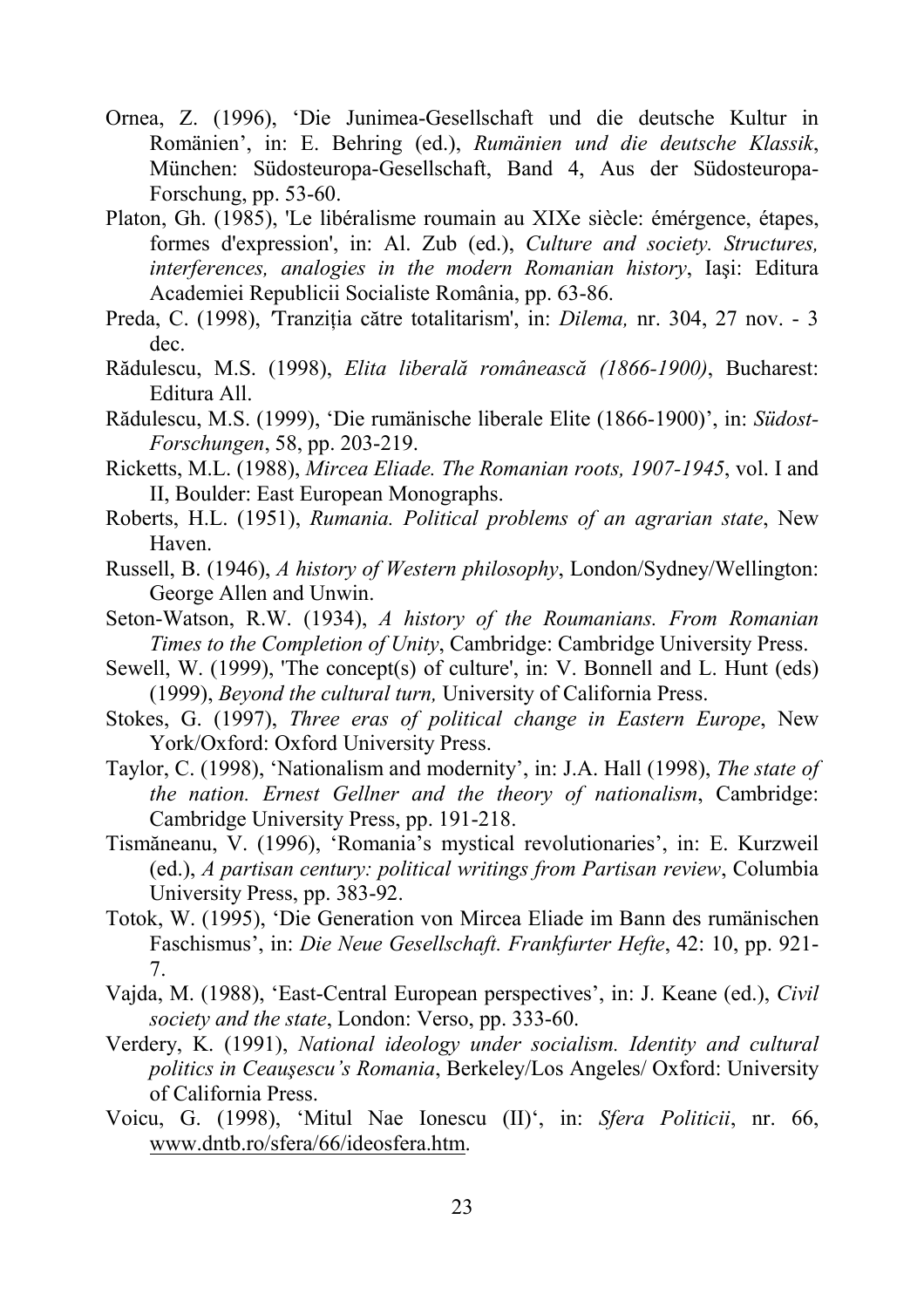Ornea, Z. (1996), 'Die Junimea-Gesellschaft und die deutsche Kultur in Romänien', in: E. Behring (ed.), *Rumänien und die deutsche Klassik*, München: Südosteuropa-Gesellschaft, Band 4, Aus der Südosteuropa-Forschung, pp. 53-60.

Platon, Gh. (1985), 'Le libéralisme roumain au XIXe siècle: émérgence, étapes, formes d'expression', in: Al. Zub (ed.), *Culture and society. Structures, interferences, analogies in the modern Romanian history*, Iaşi: Editura Academiei Republicii Socialiste România, pp. 63-86.

Preda, C. (1998), 'Tranziția către totalitarism', in: *Dilema,* nr. 304, 27 nov. - 3 dec.

Rădulescu, M.S. (1998), *Elita liberală românească (1866-1900)*, Bucharest: Editura All.

Rădulescu, M.S. (1999), 'Die rumänische liberale Elite (1866-1900)', in: *Südost-Forschungen*, 58, pp. 203-219.

Ricketts, M.L. (1988), *Mircea Eliade. The Romanian roots, 1907-1945*, vol. I and II, Boulder: East European Monographs.

Roberts, H.L. (1951), *Rumania. Political problems of an agrarian state*, New Haven.

Russell, B. (1946), *A history of Western philosophy*, London/Sydney/Wellington: George Allen and Unwin.

Seton-Watson, R.W. (1934), *A history of the Roumanians. From Romanian Times to the Completion of Unity*, Cambridge: Cambridge University Press.

Sewell, W. (1999), 'The concept(s) of culture', in: V. Bonnell and L. Hunt (eds) (1999), *Beyond the cultural turn,* University of California Press.

Stokes, G. (1997), *Three eras of political change in Eastern Europe*, New York/Oxford: Oxford University Press.

Taylor, C. (1998), 'Nationalism and modernity', in: J.A. Hall (1998), *The state of the nation. Ernest Gellner and the theory of nationalism*, Cambridge: Cambridge University Press, pp. 191-218.

Tismăneanu, V. (1996), 'Romania's mystical revolutionaries', in: E. Kurzweil (ed.), *A partisan century: political writings from Partisan review*, Columbia University Press, pp. 383-92.

Totok, W. (1995), 'Die Generation von Mircea Eliade im Bann des rumänischen Faschismus', in: *Die Neue Gesellschaft. Frankfurter Hefte*, 42: 10, pp. 921-7.

Vajda, M. (1988), 'East-Central European perspectives', in: J. Keane (ed.), *Civil society and the state*, London: Verso, pp. 333-60.

Verdery, K. (1991), *National ideology under socialism. Identity and cultural politics in Ceauşescu's Romania*, Berkeley/Los Angeles/ Oxford: University of California Press.

Voicu, G. (1998), 'Mitul Nae Ionescu (II)', in: *Sfera Politicii*, nr. 66, www.dntb.ro/sfera/66/ideosfera.htm.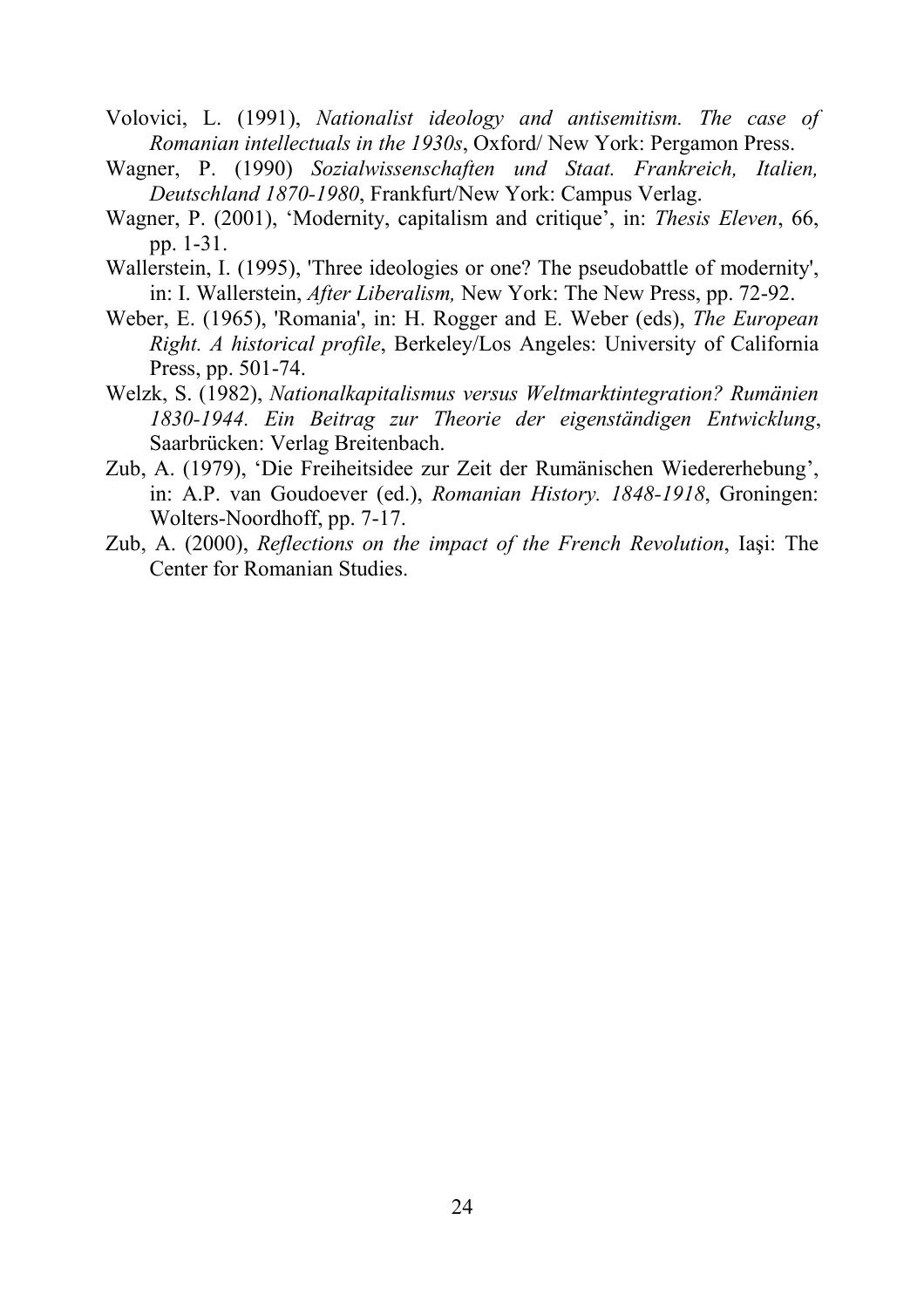Volovici, L. (1991), *Nationalist ideology and antisemitism. The case of Romanian intellectuals in the 1930s*, Oxford/ New York: Pergamon Press.

Wagner, P. (1990) *Sozialwissenschaften und Staat. Frankreich, Italien, Deutschland 1870-1980*, Frankfurt/New York: Campus Verlag.

Wagner, P. (2001), 'Modernity, capitalism and critique', in: *Thesis Eleven*, 66, pp. 1-31.

Wallerstein, I. (1995), 'Three ideologies or one? The pseudobattle of modernity', in: I. Wallerstein, *After Liberalism,* New York: The New Press, pp. 72-92.

Weber, E. (1965), 'Romania', in: H. Rogger and E. Weber (eds), *The European Right. A historical profile*, Berkeley/Los Angeles: University of California Press, pp. 501-74.

Welzk, S. (1982), *Nationalkapitalismus versus Weltmarktintegration? Rumänien 1830-1944. Ein Beitrag zur Theorie der eigenständigen Entwicklung*, Saarbrücken: Verlag Breitenbach.

Zub, A. (1979), 'Die Freiheitsidee zur Zeit der Rumänischen Wiedererhebung', in: A.P. van Goudoever (ed.), *Romanian History. 1848-1918*, Groningen: Wolters-Noordhoff, pp. 7-17.

Zub, A. (2000), *Reflections on the impact of the French Revolution*, Iaşi: The Center for Romanian Studies.